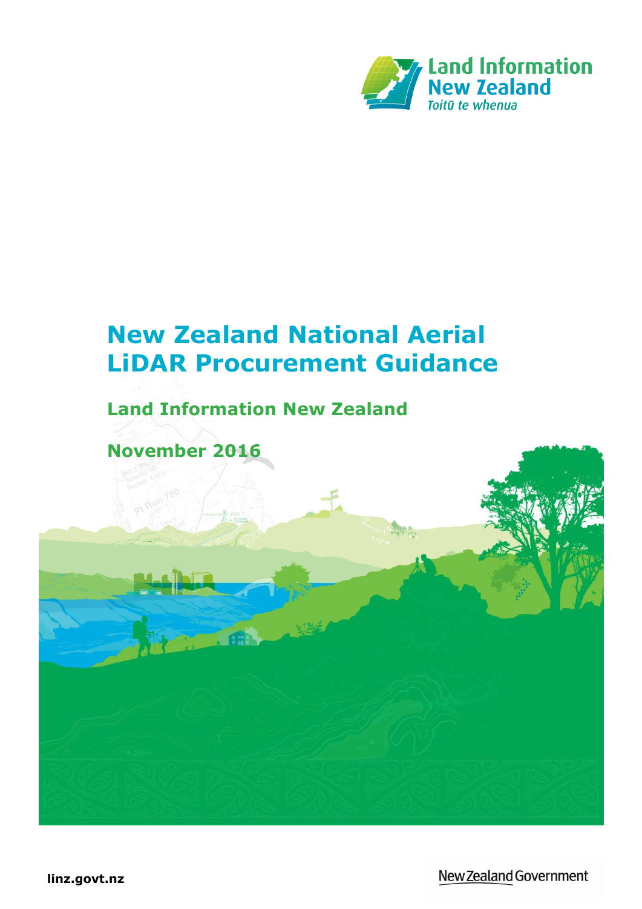Land Information New Zealand

*Toitū te whenua*

# New Zealand National Aerial LiDAR Procurement Guidance

## Land Information New Zealand

## November 2016

linz.govt.nz

New Zealand Government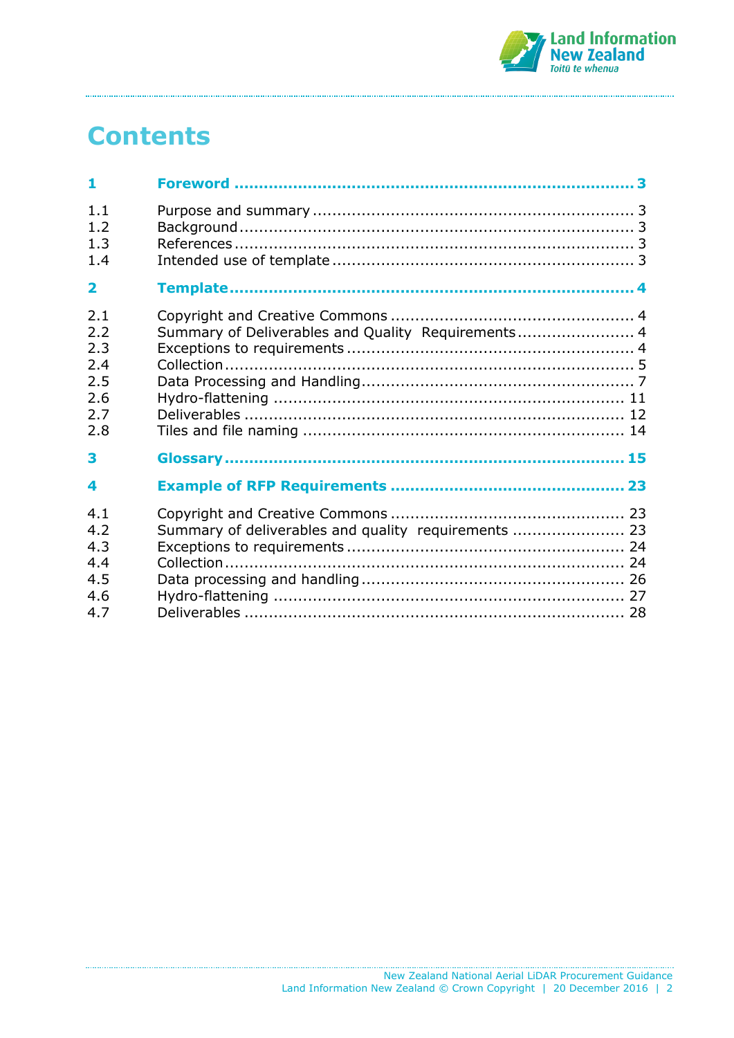# Contents

| | | |
|---|---|---|
| **1** | **Foreword** | **3** |
| 1.1 | Purpose and summary | 3 |
| 1.2 | Background | 3 |
| 1.3 | References | 3 |
| 1.4 | Intended use of template | 3 |
| **2** | **Template** | **4** |
| 2.1 | Copyright and Creative Commons | 4 |
| 2.2 | Summary of Deliverables and Quality Requirements | 4 |
| 2.3 | Exceptions to requirements | 4 |
| 2.4 | Collection | 5 |
| 2.5 | Data Processing and Handling | 7 |
| 2.6 | Hydro-flattening | 11 |
| 2.7 | Deliverables | 12 |
| 2.8 | Tiles and file naming | 14 |
| **3** | **Glossary** | **15** |
| **4** | **Example of RFP Requirements** | **23** |
| 4.1 | Copyright and Creative Commons | 23 |
| 4.2 | Summary of deliverables and quality requirements | 23 |
| 4.3 | Exceptions to requirements | 24 |
| 4.4 | Collection | 24 |
| 4.5 | Data processing and handling | 26 |
| 4.6 | Hydro-flattening | 27 |
| 4.7 | Deliverables | 28 |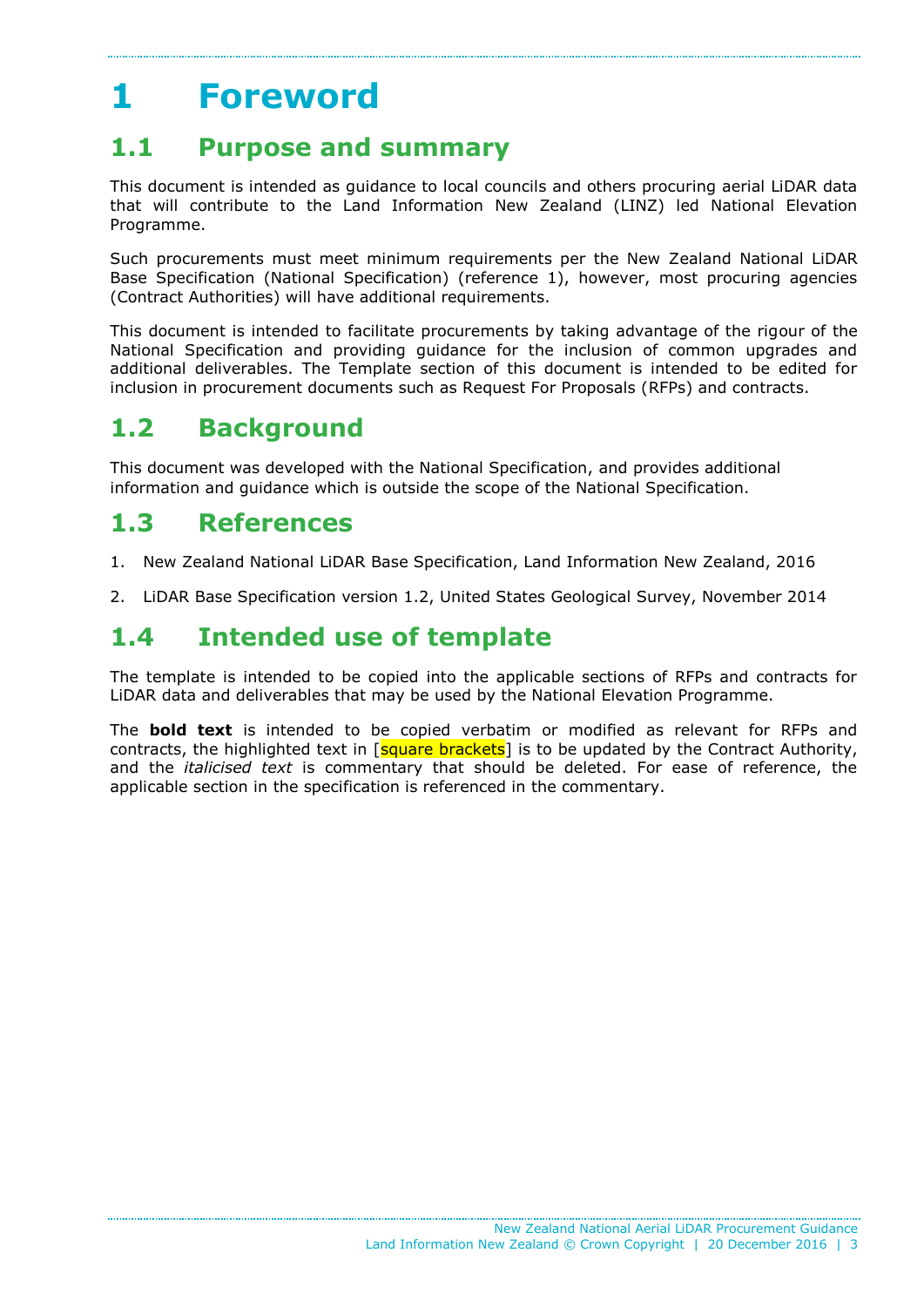# 1 Foreword

## 1.1 Purpose and summary

This document is intended as guidance to local councils and others procuring aerial LiDAR data that will contribute to the Land Information New Zealand (LINZ) led National Elevation Programme.

Such procurements must meet minimum requirements per the New Zealand National LiDAR Base Specification (National Specification) (reference 1), however, most procuring agencies (Contract Authorities) will have additional requirements.

This document is intended to facilitate procurements by taking advantage of the rigour of the National Specification and providing guidance for the inclusion of common upgrades and additional deliverables. The Template section of this document is intended to be edited for inclusion in procurement documents such as Request For Proposals (RFPs) and contracts.

## 1.2 Background

This document was developed with the National Specification, and provides additional information and guidance which is outside the scope of the National Specification.

## 1.3 References

1. New Zealand National LiDAR Base Specification, Land Information New Zealand, 2016
2. LiDAR Base Specification version 1.2, United States Geological Survey, November 2014

## 1.4 Intended use of template

The template is intended to be copied into the applicable sections of RFPs and contracts for LiDAR data and deliverables that may be used by the National Elevation Programme.

The **bold text** is intended to be copied verbatim or modified as relevant for RFPs and contracts, the highlighted text in [square brackets] is to be updated by the Contract Authority, and the *italicised text* is commentary that should be deleted. For ease of reference, the applicable section in the specification is referenced in the commentary.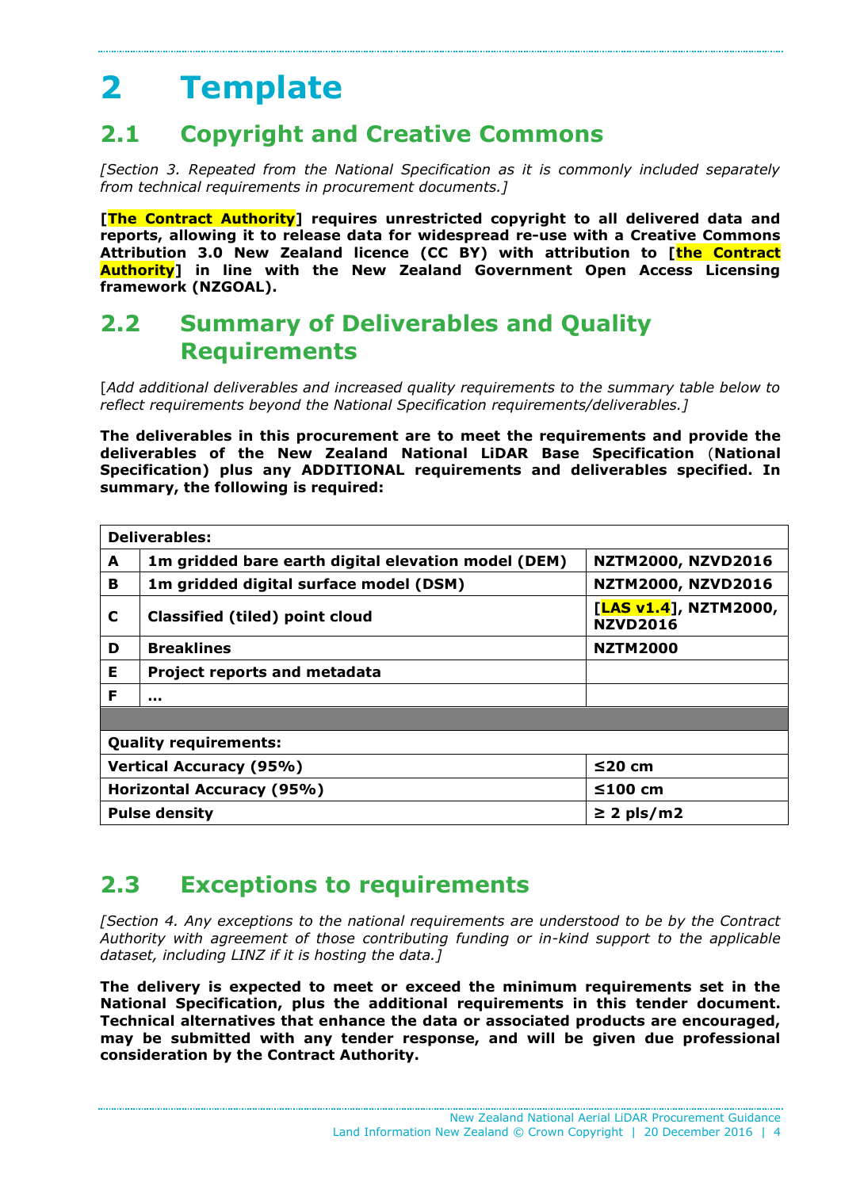# 2 Template

## 2.1 Copyright and Creative Commons

*[Section 3. Repeated from the National Specification as it is commonly included separately from technical requirements in procurement documents.]*

**[The Contract Authority] requires unrestricted copyright to all delivered data and reports, allowing it to release data for widespread re-use with a Creative Commons Attribution 3.0 New Zealand licence (CC BY) with attribution to [the Contract Authority] in line with the New Zealand Government Open Access Licensing framework (NZGOAL).**

## 2.2 Summary of Deliverables and Quality Requirements

[*Add additional deliverables and increased quality requirements to the summary table below to reflect requirements beyond the National Specification requirements/deliverables.]*

**The deliverables in this procurement are to meet the requirements and provide the deliverables of the New Zealand National LiDAR Base Specification (National Specification) plus any ADDITIONAL requirements and deliverables specified. In summary, the following is required:**

| **Deliverables:** | | |
|---|---|---|
| **A** | **1m gridded bare earth digital elevation model (DEM)** | **NZTM2000, NZVD2016** |
| **B** | **1m gridded digital surface model (DSM)** | **NZTM2000, NZVD2016** |
| **C** | **Classified (tiled) point cloud** | **[LAS v1.4], NZTM2000, NZVD2016** |
| **D** | **Breaklines** | **NZTM2000** |
| **E** | **Project reports and metadata** | |
| **F** | **…** | |
| | | |
| **Quality requirements:** | | |
| **Vertical Accuracy (95%)** | | **≤20 cm** |
| **Horizontal Accuracy (95%)** | | **≤100 cm** |
| **Pulse density** | | **≥ 2 pls/m2** |

## 2.3 Exceptions to requirements

*[Section 4. Any exceptions to the national requirements are understood to be by the Contract Authority with agreement of those contributing funding or in-kind support to the applicable dataset, including LINZ if it is hosting the data.]*

**The delivery is expected to meet or exceed the minimum requirements set in the National Specification, plus the additional requirements in this tender document. Technical alternatives that enhance the data or associated products are encouraged, may be submitted with any tender response, and will be given due professional consideration by the Contract Authority.**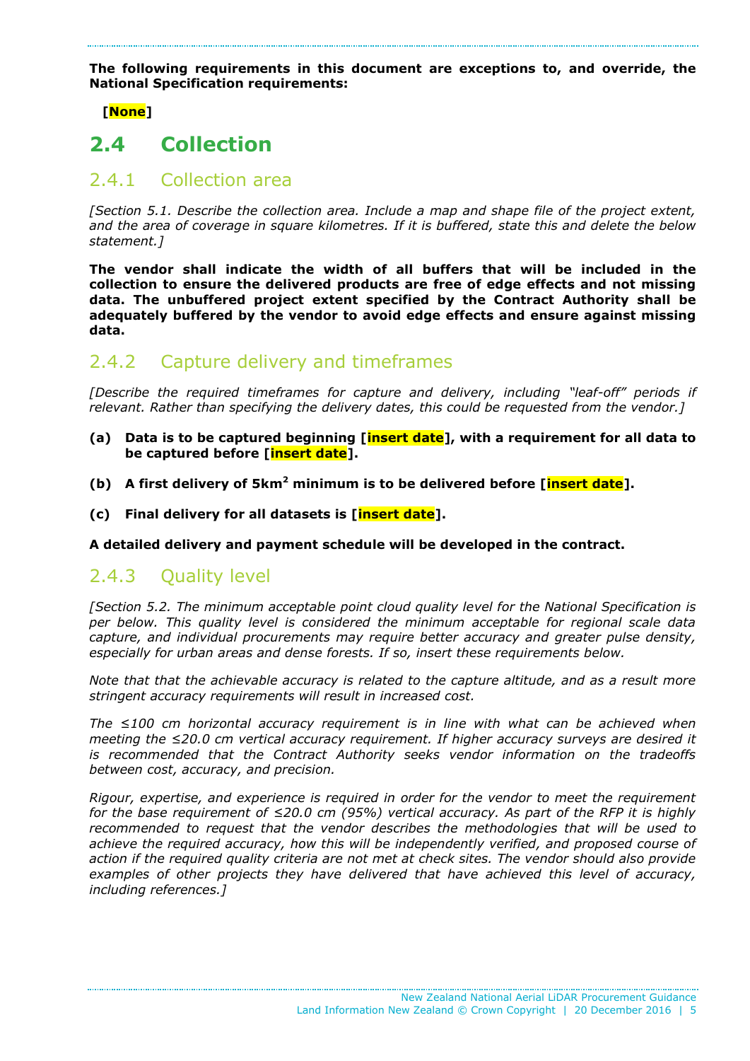**The following requirements in this document are exceptions to, and override, the National Specification requirements:**

**[None]**

## 2.4 Collection

### 2.4.1 Collection area

*[Section 5.1. Describe the collection area. Include a map and shape file of the project extent, and the area of coverage in square kilometres. If it is buffered, state this and delete the below statement.]*

**The vendor shall indicate the width of all buffers that will be included in the collection to ensure the delivered products are free of edge effects and not missing data. The unbuffered project extent specified by the Contract Authority shall be adequately buffered by the vendor to avoid edge effects and ensure against missing data.**

### 2.4.2 Capture delivery and timeframes

*[Describe the required timeframes for capture and delivery, including "leaf-off" periods if relevant. Rather than specifying the delivery dates, this could be requested from the vendor.]*

**(a) Data is to be captured beginning [insert date], with a requirement for all data to be captured before [insert date].**

**(b) A first delivery of 5km$^2$ minimum is to be delivered before [insert date].**

**(c) Final delivery for all datasets is [insert date].**

**A detailed delivery and payment schedule will be developed in the contract.**

### 2.4.3 Quality level

*[Section 5.2. The minimum acceptable point cloud quality level for the National Specification is per below. This quality level is considered the minimum acceptable for regional scale data capture, and individual procurements may require better accuracy and greater pulse density, especially for urban areas and dense forests. If so, insert these requirements below.*

*Note that that the achievable accuracy is related to the capture altitude, and as a result more stringent accuracy requirements will result in increased cost.*

*The ≤100 cm horizontal accuracy requirement is in line with what can be achieved when meeting the ≤20.0 cm vertical accuracy requirement. If higher accuracy surveys are desired it is recommended that the Contract Authority seeks vendor information on the tradeoffs between cost, accuracy, and precision.*

*Rigour, expertise, and experience is required in order for the vendor to meet the requirement for the base requirement of ≤20.0 cm (95%) vertical accuracy. As part of the RFP it is highly recommended to request that the vendor describes the methodologies that will be used to achieve the required accuracy, how this will be independently verified, and proposed course of action if the required quality criteria are not met at check sites. The vendor should also provide examples of other projects they have delivered that have achieved this level of accuracy, including references.]*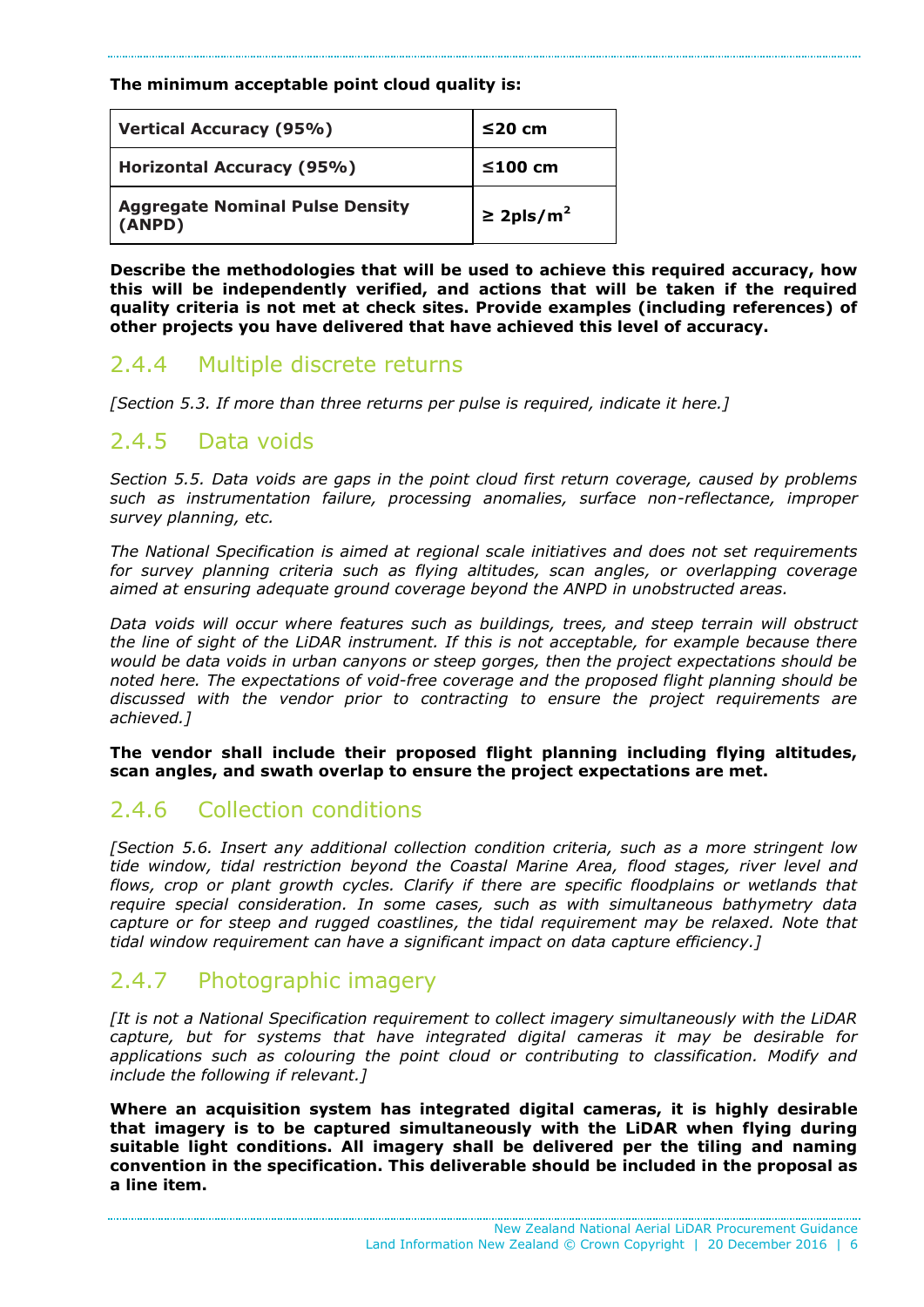**The minimum acceptable point cloud quality is:**

| **Vertical Accuracy (95%)** | **≤20 cm** |
|---|---|
| **Horizontal Accuracy (95%)** | **≤100 cm** |
| **Aggregate Nominal Pulse Density (ANPD)** | **≥ 2pls/m$^2$** |

**Describe the methodologies that will be used to achieve this required accuracy, how this will be independently verified, and actions that will be taken if the required quality criteria is not met at check sites. Provide examples (including references) of other projects you have delivered that have achieved this level of accuracy.**

### 2.4.4 Multiple discrete returns

*[Section 5.3. If more than three returns per pulse is required, indicate it here.]*

### 2.4.5 Data voids

*Section 5.5. Data voids are gaps in the point cloud first return coverage, caused by problems such as instrumentation failure, processing anomalies, surface non-reflectance, improper survey planning, etc.*

*The National Specification is aimed at regional scale initiatives and does not set requirements for survey planning criteria such as flying altitudes, scan angles, or overlapping coverage aimed at ensuring adequate ground coverage beyond the ANPD in unobstructed areas.*

*Data voids will occur where features such as buildings, trees, and steep terrain will obstruct the line of sight of the LiDAR instrument. If this is not acceptable, for example because there would be data voids in urban canyons or steep gorges, then the project expectations should be noted here. The expectations of void-free coverage and the proposed flight planning should be discussed with the vendor prior to contracting to ensure the project requirements are achieved.]*

**The vendor shall include their proposed flight planning including flying altitudes, scan angles, and swath overlap to ensure the project expectations are met.**

### 2.4.6 Collection conditions

*[Section 5.6. Insert any additional collection condition criteria, such as a more stringent low tide window, tidal restriction beyond the Coastal Marine Area, flood stages, river level and flows, crop or plant growth cycles. Clarify if there are specific floodplains or wetlands that require special consideration. In some cases, such as with simultaneous bathymetry data capture or for steep and rugged coastlines, the tidal requirement may be relaxed. Note that tidal window requirement can have a significant impact on data capture efficiency.]*

### 2.4.7 Photographic imagery

*[It is not a National Specification requirement to collect imagery simultaneously with the LiDAR capture, but for systems that have integrated digital cameras it may be desirable for applications such as colouring the point cloud or contributing to classification. Modify and include the following if relevant.]*

**Where an acquisition system has integrated digital cameras, it is highly desirable that imagery is to be captured simultaneously with the LiDAR when flying during suitable light conditions. All imagery shall be delivered per the tiling and naming convention in the specification. This deliverable should be included in the proposal as a line item.**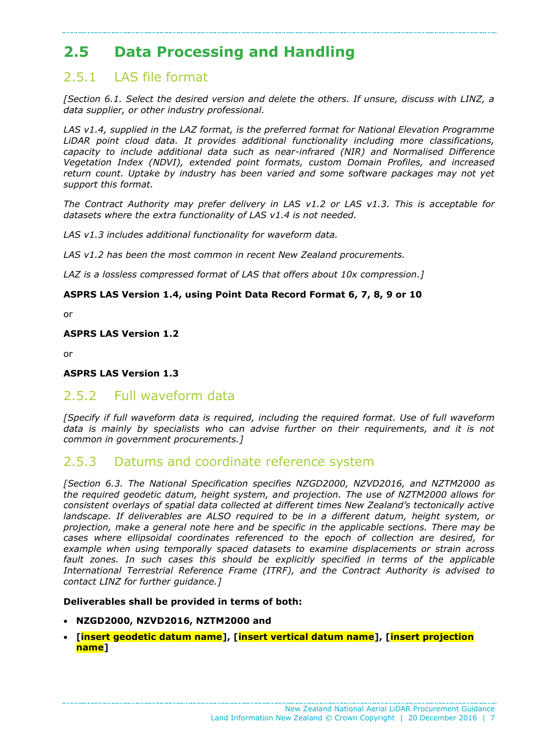# 2.5 Data Processing and Handling

## 2.5.1 LAS file format

*[Section 6.1. Select the desired version and delete the others. If unsure, discuss with LINZ, a data supplier, or other industry professional.*

*LAS v1.4, supplied in the LAZ format, is the preferred format for National Elevation Programme LiDAR point cloud data. It provides additional functionality including more classifications, capacity to include additional data such as near-infrared (NIR) and Normalised Difference Vegetation Index (NDVI), extended point formats, custom Domain Profiles, and increased return count. Uptake by industry has been varied and some software packages may not yet support this format.*

*The Contract Authority may prefer delivery in LAS v1.2 or LAS v1.3. This is acceptable for datasets where the extra functionality of LAS v1.4 is not needed.*

*LAS v1.3 includes additional functionality for waveform data.*

*LAS v1.2 has been the most common in recent New Zealand procurements.*

*LAZ is a lossless compressed format of LAS that offers about 10x compression.]*

**ASPRS LAS Version 1.4, using Point Data Record Format 6, 7, 8, 9 or 10**

or

**ASPRS LAS Version 1.2**

or

**ASPRS LAS Version 1.3**

## 2.5.2 Full waveform data

*[Specify if full waveform data is required, including the required format. Use of full waveform data is mainly by specialists who can advise further on their requirements, and it is not common in government procurements.]*

## 2.5.3 Datums and coordinate reference system

*[Section 6.3. The National Specification specifies NZGD2000, NZVD2016, and NZTM2000 as the required geodetic datum, height system, and projection. The use of NZTM2000 allows for consistent overlays of spatial data collected at different times New Zealand's tectonically active landscape. If deliverables are ALSO required to be in a different datum, height system, or projection, make a general note here and be specific in the applicable sections. There may be cases where ellipsoidal coordinates referenced to the epoch of collection are desired, for example when using temporally spaced datasets to examine displacements or strain across fault zones. In such cases this should be explicitly specified in terms of the applicable International Terrestrial Reference Frame (ITRF), and the Contract Authority is advised to contact LINZ for further guidance.]*

**Deliverables shall be provided in terms of both:**

- **NZGD2000, NZVD2016, NZTM2000 and**
- **[insert geodetic datum name], [insert vertical datum name], [insert projection name]**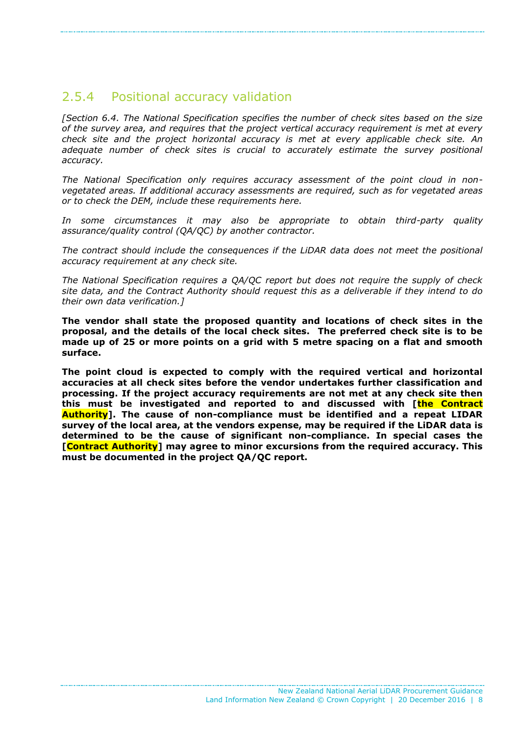## 2.5.4 Positional accuracy validation

*[Section 6.4. The National Specification specifies the number of check sites based on the size of the survey area, and requires that the project vertical accuracy requirement is met at every check site and the project horizontal accuracy is met at every applicable check site. An adequate number of check sites is crucial to accurately estimate the survey positional accuracy.*

*The National Specification only requires accuracy assessment of the point cloud in non-vegetated areas. If additional accuracy assessments are required, such as for vegetated areas or to check the DEM, include these requirements here.*

*In some circumstances it may also be appropriate to obtain third-party quality assurance/quality control (QA/QC) by another contractor.*

*The contract should include the consequences if the LiDAR data does not meet the positional accuracy requirement at any check site.*

*The National Specification requires a QA/QC report but does not require the supply of check site data, and the Contract Authority should request this as a deliverable if they intend to do their own data verification.]*

**The vendor shall state the proposed quantity and locations of check sites in the proposal, and the details of the local check sites. The preferred check site is to be made up of 25 or more points on a grid with 5 metre spacing on a flat and smooth surface.**

**The point cloud is expected to comply with the required vertical and horizontal accuracies at all check sites before the vendor undertakes further classification and processing. If the project accuracy requirements are not met at any check site then this must be investigated and reported to and discussed with [the Contract Authority]. The cause of non-compliance must be identified and a repeat LIDAR survey of the local area, at the vendors expense, may be required if the LiDAR data is determined to be the cause of significant non-compliance. In special cases the [Contract Authority] may agree to minor excursions from the required accuracy. This must be documented in the project QA/QC report.**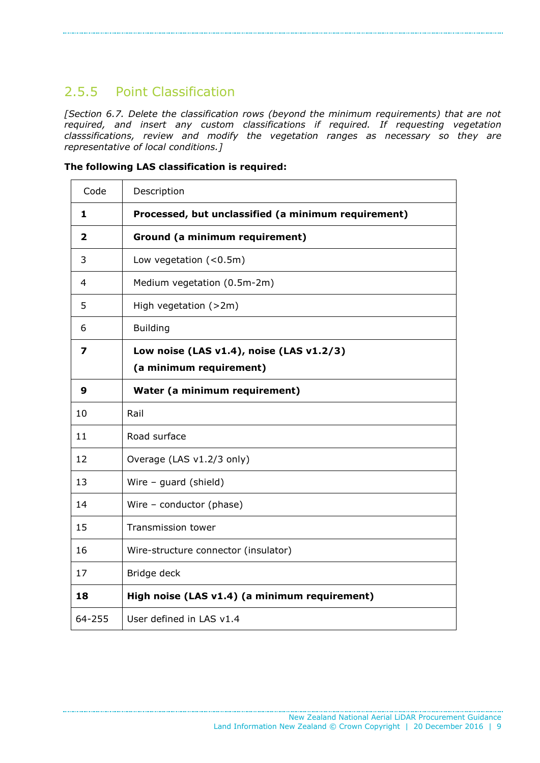### 2.5.5 Point Classification

*[Section 6.7. Delete the classification rows (beyond the minimum requirements) that are not required, and insert any custom classifications if required. If requesting vegetation classsifications, review and modify the vegetation ranges as necessary so they are representative of local conditions.]*

**The following LAS classification is required:**

| Code | Description |
|---|---|
| **1** | **Processed, but unclassified (a minimum requirement)** |
| **2** | **Ground (a minimum requirement)** |
| 3 | Low vegetation (<0.5m) |
| 4 | Medium vegetation (0.5m-2m) |
| 5 | High vegetation (>2m) |
| 6 | Building |
| **7** | **Low noise (LAS v1.4), noise (LAS v1.2/3) (a minimum requirement)** |
| **9** | **Water (a minimum requirement)** |
| 10 | Rail |
| 11 | Road surface |
| 12 | Overage (LAS v1.2/3 only) |
| 13 | Wire – guard (shield) |
| 14 | Wire – conductor (phase) |
| 15 | Transmission tower |
| 16 | Wire-structure connector (insulator) |
| 17 | Bridge deck |
| **18** | **High noise (LAS v1.4) (a minimum requirement)** |
| 64-255 | User defined in LAS v1.4 |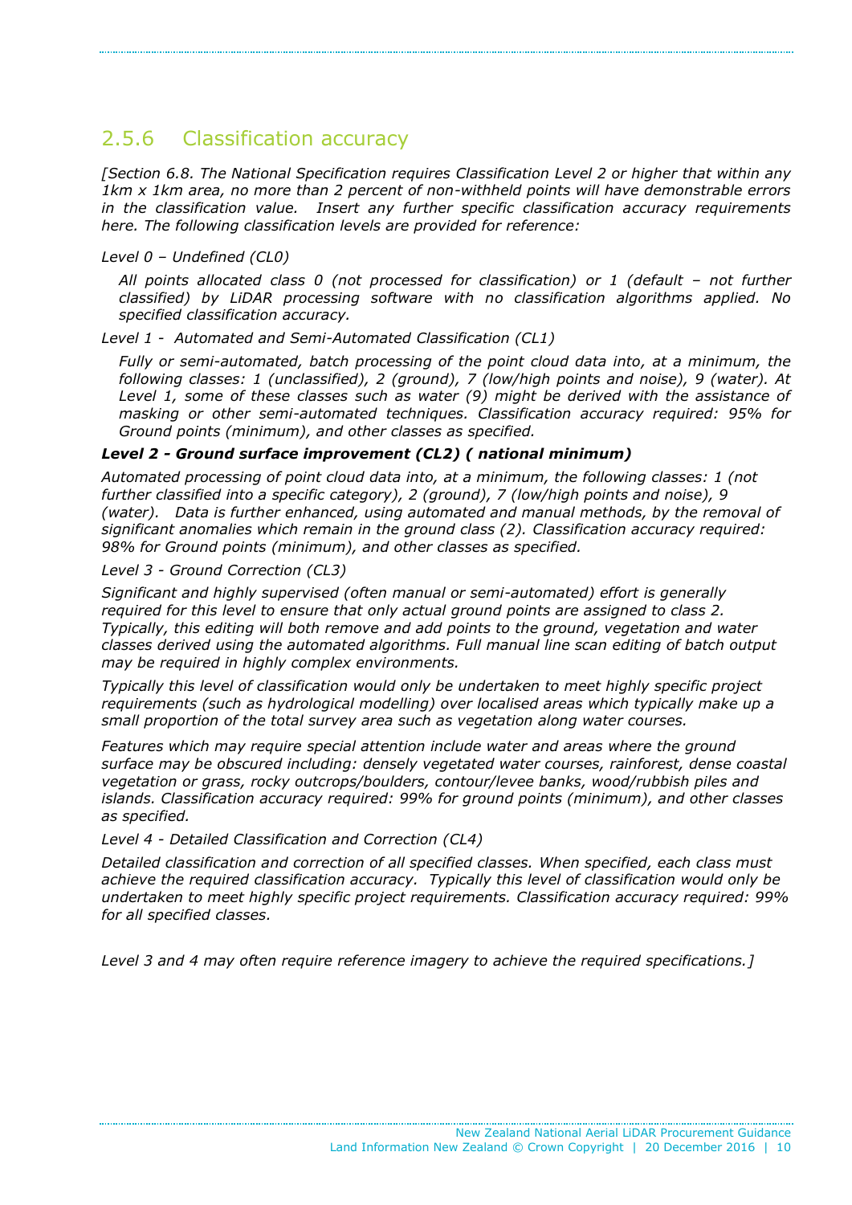### 2.5.6 Classification accuracy

*[Section 6.8. The National Specification requires Classification Level 2 or higher that within any 1km x 1km area, no more than 2 percent of non-withheld points will have demonstrable errors in the classification value. Insert any further specific classification accuracy requirements here. The following classification levels are provided for reference:*

*Level 0 – Undefined (CL0)*

*All points allocated class 0 (not processed for classification) or 1 (default – not further classified) by LiDAR processing software with no classification algorithms applied. No specified classification accuracy.*

*Level 1 - Automated and Semi-Automated Classification (CL1)*

*Fully or semi-automated, batch processing of the point cloud data into, at a minimum, the following classes: 1 (unclassified), 2 (ground), 7 (low/high points and noise), 9 (water). At Level 1, some of these classes such as water (9) might be derived with the assistance of masking or other semi-automated techniques. Classification accuracy required: 95% for Ground points (minimum), and other classes as specified.*

***Level 2 - Ground surface improvement (CL2) ( national minimum)***

*Automated processing of point cloud data into, at a minimum, the following classes: 1 (not further classified into a specific category), 2 (ground), 7 (low/high points and noise), 9 (water). Data is further enhanced, using automated and manual methods, by the removal of significant anomalies which remain in the ground class (2). Classification accuracy required: 98% for Ground points (minimum), and other classes as specified.*

*Level 3 - Ground Correction (CL3)*

*Significant and highly supervised (often manual or semi-automated) effort is generally required for this level to ensure that only actual ground points are assigned to class 2. Typically, this editing will both remove and add points to the ground, vegetation and water classes derived using the automated algorithms. Full manual line scan editing of batch output may be required in highly complex environments.*

*Typically this level of classification would only be undertaken to meet highly specific project requirements (such as hydrological modelling) over localised areas which typically make up a small proportion of the total survey area such as vegetation along water courses.*

*Features which may require special attention include water and areas where the ground surface may be obscured including: densely vegetated water courses, rainforest, dense coastal vegetation or grass, rocky outcrops/boulders, contour/levee banks, wood/rubbish piles and islands. Classification accuracy required: 99% for ground points (minimum), and other classes as specified.*

*Level 4 - Detailed Classification and Correction (CL4)*

*Detailed classification and correction of all specified classes. When specified, each class must achieve the required classification accuracy. Typically this level of classification would only be undertaken to meet highly specific project requirements. Classification accuracy required: 99% for all specified classes.*

*Level 3 and 4 may often require reference imagery to achieve the required specifications.]*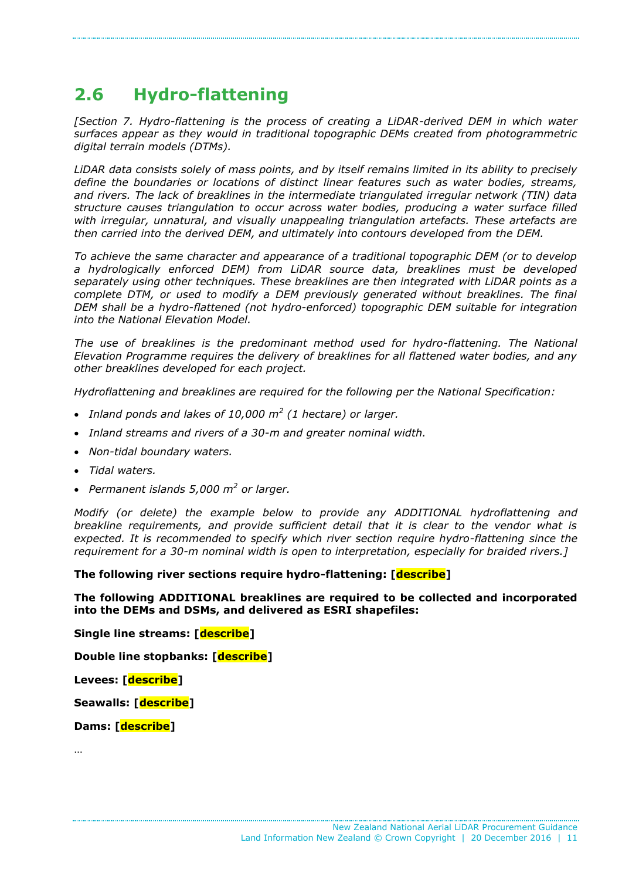## 2.6 Hydro-flattening

*[Section 7. Hydro-flattening is the process of creating a LiDAR-derived DEM in which water surfaces appear as they would in traditional topographic DEMs created from photogrammetric digital terrain models (DTMs).*

*LiDAR data consists solely of mass points, and by itself remains limited in its ability to precisely define the boundaries or locations of distinct linear features such as water bodies, streams, and rivers. The lack of breaklines in the intermediate triangulated irregular network (TIN) data structure causes triangulation to occur across water bodies, producing a water surface filled with irregular, unnatural, and visually unappealing triangulation artefacts. These artefacts are then carried into the derived DEM, and ultimately into contours developed from the DEM.*

*To achieve the same character and appearance of a traditional topographic DEM (or to develop a hydrologically enforced DEM) from LiDAR source data, breaklines must be developed separately using other techniques. These breaklines are then integrated with LiDAR points as a complete DTM, or used to modify a DEM previously generated without breaklines. The final DEM shall be a hydro-flattened (not hydro-enforced) topographic DEM suitable for integration into the National Elevation Model.*

*The use of breaklines is the predominant method used for hydro-flattening. The National Elevation Programme requires the delivery of breaklines for all flattened water bodies, and any other breaklines developed for each project.*

*Hydroflattening and breaklines are required for the following per the National Specification:*

- *Inland ponds and lakes of 10,000 $m^2$ (1 hectare) or larger.*
- *Inland streams and rivers of a 30-m and greater nominal width.*
- *Non-tidal boundary waters.*
- *Tidal waters.*
- *Permanent islands 5,000 $m^2$ or larger.*

*Modify (or delete) the example below to provide any ADDITIONAL hydroflattening and breakline requirements, and provide sufficient detail that it is clear to the vendor what is expected. It is recommended to specify which river section require hydro-flattening since the requirement for a 30-m nominal width is open to interpretation, especially for braided rivers.]*

**The following river sections require hydro-flattening: [describe]**

**The following ADDITIONAL breaklines are required to be collected and incorporated into the DEMs and DSMs, and delivered as ESRI shapefiles:**

**Single line streams: [describe]**

**Double line stopbanks: [describe]**

**Levees: [describe]**

**Seawalls: [describe]**

**Dams: [describe]**

…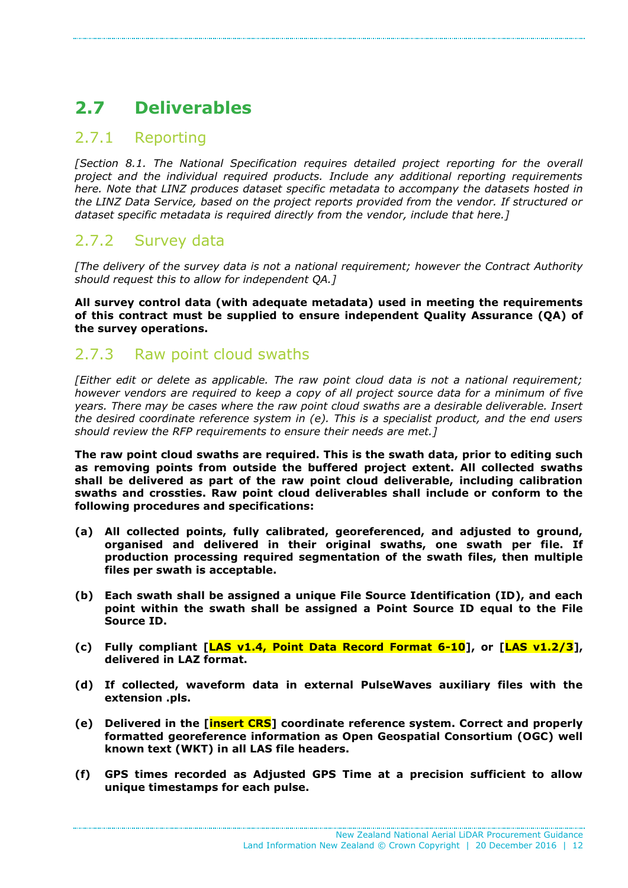## 2.7 Deliverables

### 2.7.1 Reporting

*[Section 8.1. The National Specification requires detailed project reporting for the overall project and the individual required products. Include any additional reporting requirements here. Note that LINZ produces dataset specific metadata to accompany the datasets hosted in the LINZ Data Service, based on the project reports provided from the vendor. If structured or dataset specific metadata is required directly from the vendor, include that here.]*

### 2.7.2 Survey data

*[The delivery of the survey data is not a national requirement; however the Contract Authority should request this to allow for independent QA.]*

**All survey control data (with adequate metadata) used in meeting the requirements of this contract must be supplied to ensure independent Quality Assurance (QA) of the survey operations.**

### 2.7.3 Raw point cloud swaths

*[Either edit or delete as applicable. The raw point cloud data is not a national requirement; however vendors are required to keep a copy of all project source data for a minimum of five years. There may be cases where the raw point cloud swaths are a desirable deliverable. Insert the desired coordinate reference system in (e). This is a specialist product, and the end users should review the RFP requirements to ensure their needs are met.]*

**The raw point cloud swaths are required. This is the swath data, prior to editing such as removing points from outside the buffered project extent. All collected swaths shall be delivered as part of the raw point cloud deliverable, including calibration swaths and crossties. Raw point cloud deliverables shall include or conform to the following procedures and specifications:**

**(a) All collected points, fully calibrated, georeferenced, and adjusted to ground, organised and delivered in their original swaths, one swath per file. If production processing required segmentation of the swath files, then multiple files per swath is acceptable.**

**(b) Each swath shall be assigned a unique File Source Identification (ID), and each point within the swath shall be assigned a Point Source ID equal to the File Source ID.**

**(c) Fully compliant [LAS v1.4, Point Data Record Format 6-10], or [LAS v1.2/3], delivered in LAZ format.**

**(d) If collected, waveform data in external PulseWaves auxiliary files with the extension .pls.**

**(e) Delivered in the [insert CRS] coordinate reference system. Correct and properly formatted georeference information as Open Geospatial Consortium (OGC) well known text (WKT) in all LAS file headers.**

**(f) GPS times recorded as Adjusted GPS Time at a precision sufficient to allow unique timestamps for each pulse.**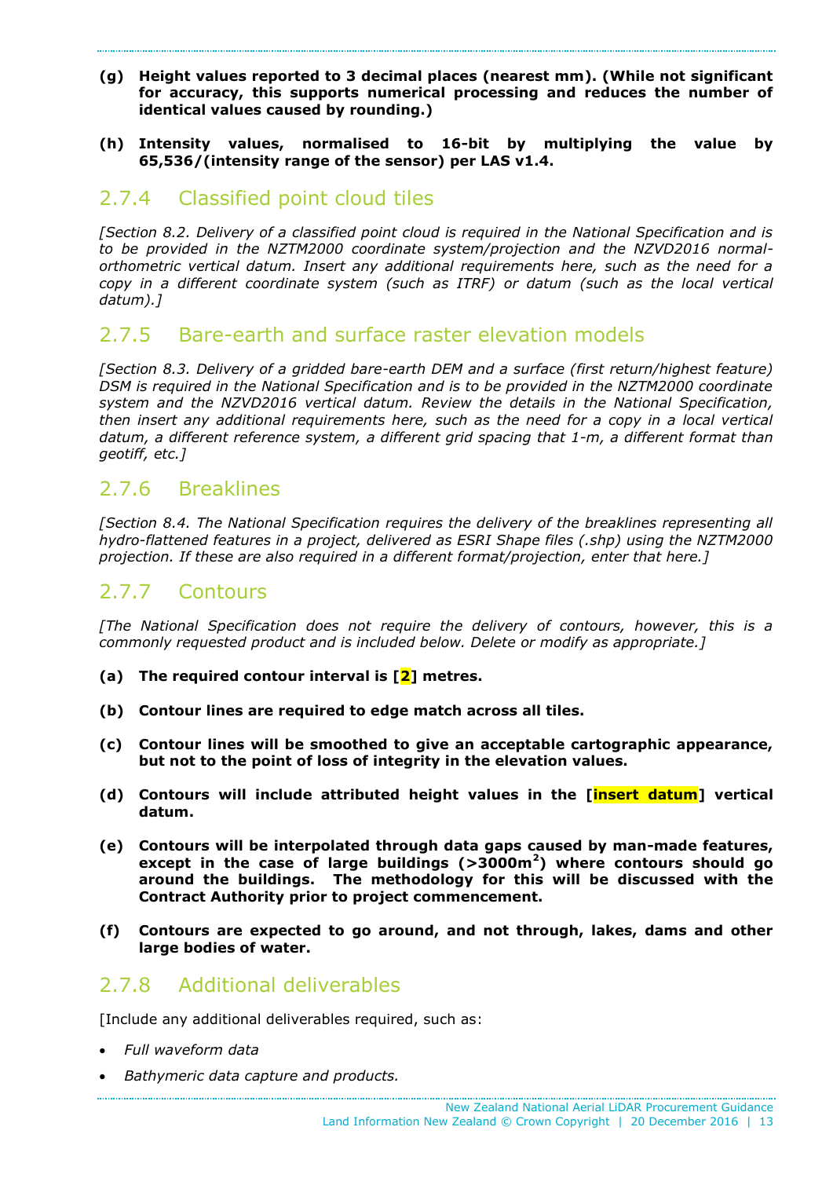**(g) Height values reported to 3 decimal places (nearest mm). (While not significant for accuracy, this supports numerical processing and reduces the number of identical values caused by rounding.)**

**(h) Intensity values, normalised to 16-bit by multiplying the value by 65,536/(intensity range of the sensor) per LAS v1.4.**

### 2.7.4 Classified point cloud tiles

*[Section 8.2. Delivery of a classified point cloud is required in the National Specification and is to be provided in the NZTM2000 coordinate system/projection and the NZVD2016 normal-orthometric vertical datum. Insert any additional requirements here, such as the need for a copy in a different coordinate system (such as ITRF) or datum (such as the local vertical datum).]*

### 2.7.5 Bare-earth and surface raster elevation models

*[Section 8.3. Delivery of a gridded bare-earth DEM and a surface (first return/highest feature) DSM is required in the National Specification and is to be provided in the NZTM2000 coordinate system and the NZVD2016 vertical datum. Review the details in the National Specification, then insert any additional requirements here, such as the need for a copy in a local vertical datum, a different reference system, a different grid spacing that 1-m, a different format than geotiff, etc.]*

### 2.7.6 Breaklines

*[Section 8.4. The National Specification requires the delivery of the breaklines representing all hydro-flattened features in a project, delivered as ESRI Shape files (.shp) using the NZTM2000 projection. If these are also required in a different format/projection, enter that here.]*

### 2.7.7 Contours

*[The National Specification does not require the delivery of contours, however, this is a commonly requested product and is included below. Delete or modify as appropriate.]*

**(a) The required contour interval is [2] metres.**

**(b) Contour lines are required to edge match across all tiles.**

**(c) Contour lines will be smoothed to give an acceptable cartographic appearance, but not to the point of loss of integrity in the elevation values.**

**(d) Contours will include attributed height values in the [insert datum] vertical datum.**

**(e) Contours will be interpolated through data gaps caused by man-made features, except in the case of large buildings (>3000m$^2$) where contours should go around the buildings. The methodology for this will be discussed with the Contract Authority prior to project commencement.**

**(f) Contours are expected to go around, and not through, lakes, dams and other large bodies of water.**

### 2.7.8 Additional deliverables

[Include any additional deliverables required, such as:

- *Full waveform data*
- *Bathymeric data capture and products.*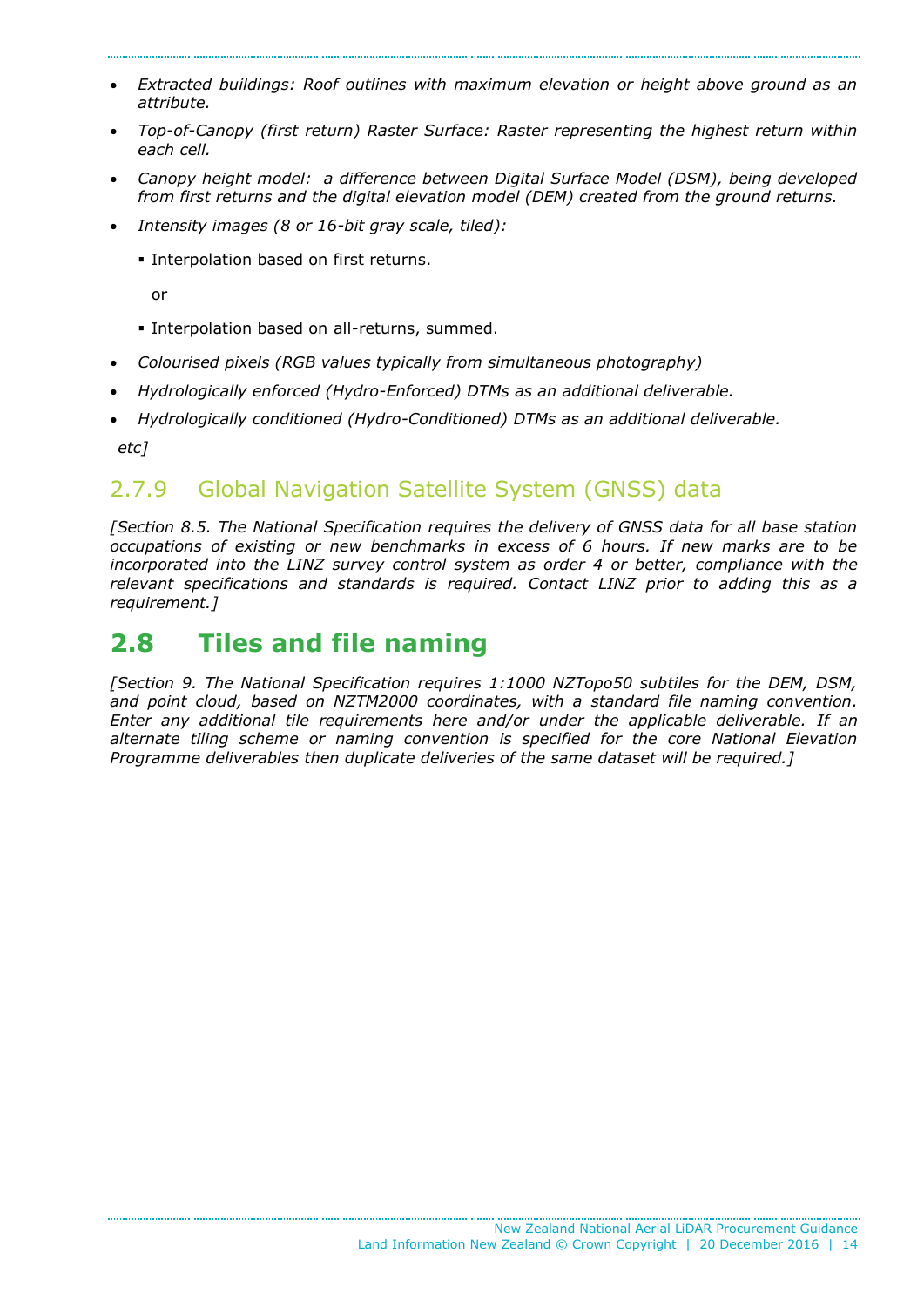- *Extracted buildings: Roof outlines with maximum elevation or height above ground as an attribute.*
- *Top-of-Canopy (first return) Raster Surface: Raster representing the highest return within each cell.*
- *Canopy height model: a difference between Digital Surface Model (DSM), being developed from first returns and the digital elevation model (DEM) created from the ground returns.*
- *Intensity images (8 or 16-bit gray scale, tiled):*
  - Interpolation based on first returns.

    or

  - Interpolation based on all-returns, summed.
- *Colourised pixels (RGB values typically from simultaneous photography)*
- *Hydrologically enforced (Hydro-Enforced) DTMs as an additional deliverable.*
- *Hydrologically conditioned (Hydro-Conditioned) DTMs as an additional deliverable.*

*etc]*

### 2.7.9 Global Navigation Satellite System (GNSS) data

*[Section 8.5. The National Specification requires the delivery of GNSS data for all base station occupations of existing or new benchmarks in excess of 6 hours. If new marks are to be incorporated into the LINZ survey control system as order 4 or better, compliance with the relevant specifications and standards is required. Contact LINZ prior to adding this as a requirement.]*

## 2.8 Tiles and file naming

*[Section 9. The National Specification requires 1:1000 NZTopo50 subtiles for the DEM, DSM, and point cloud, based on NZTM2000 coordinates, with a standard file naming convention. Enter any additional tile requirements here and/or under the applicable deliverable. If an alternate tiling scheme or naming convention is specified for the core National Elevation Programme deliverables then duplicate deliveries of the same dataset will be required.]*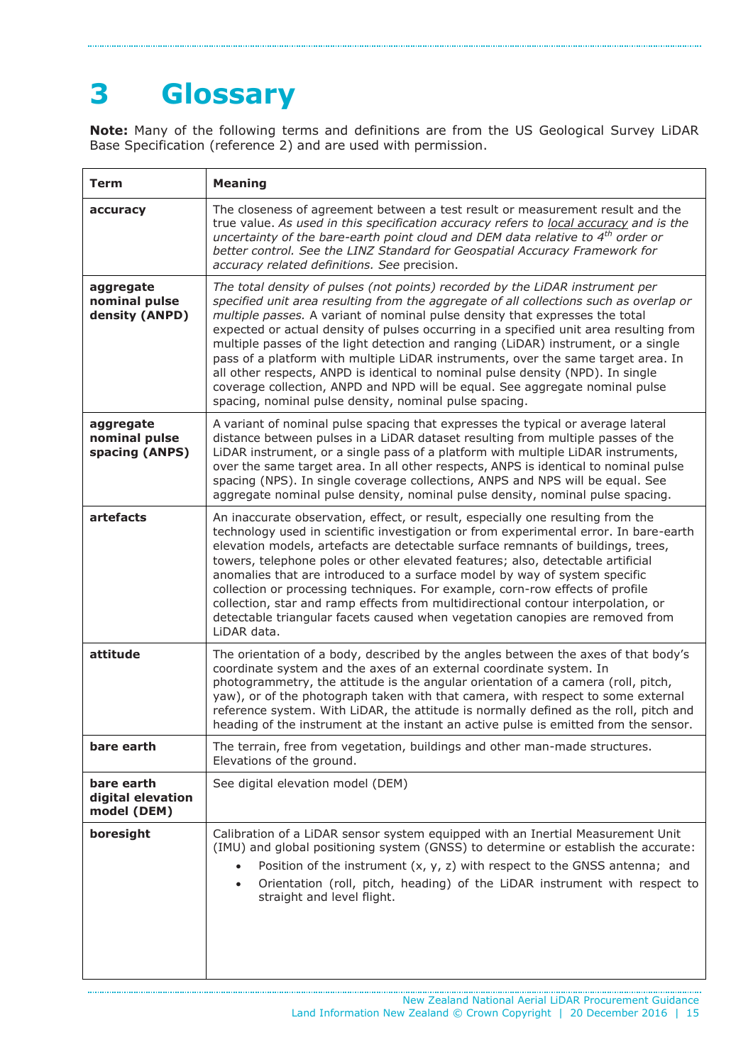# 3 Glossary

**Note:** Many of the following terms and definitions are from the US Geological Survey LiDAR Base Specification (reference 2) and are used with permission.

| Term | Meaning |
|---|---|
| **accuracy** | The closeness of agreement between a test result or measurement result and the true value. *As used in this specification accuracy refers to* *local accuracy* *and is the uncertainty of the bare-earth point cloud and DEM data relative to* $4^{th}$ *order or better control. See the LINZ Standard for Geospatial Accuracy Framework for accuracy related definitions. See* precision. |
| **aggregate nominal pulse density (ANPD)** | *The total density of pulses (not points) recorded by the LiDAR instrument per specified unit area resulting from the aggregate of all collections such as overlap or multiple passes.* A variant of nominal pulse density that expresses the total expected or actual density of pulses occurring in a specified unit area resulting from multiple passes of the light detection and ranging (LiDAR) instrument, or a single pass of a platform with multiple LiDAR instruments, over the same target area. In all other respects, ANPD is identical to nominal pulse density (NPD). In single coverage collection, ANPD and NPD will be equal. See aggregate nominal pulse spacing, nominal pulse density, nominal pulse spacing. |
| **aggregate nominal pulse spacing (ANPS)** | A variant of nominal pulse spacing that expresses the typical or average lateral distance between pulses in a LiDAR dataset resulting from multiple passes of the LiDAR instrument, or a single pass of a platform with multiple LiDAR instruments, over the same target area. In all other respects, ANPS is identical to nominal pulse spacing (NPS). In single coverage collections, ANPS and NPS will be equal. See aggregate nominal pulse density, nominal pulse density, nominal pulse spacing. |
| **artefacts** | An inaccurate observation, effect, or result, especially one resulting from the technology used in scientific investigation or from experimental error. In bare-earth elevation models, artefacts are detectable surface remnants of buildings, trees, towers, telephone poles or other elevated features; also, detectable artificial anomalies that are introduced to a surface model by way of system specific collection or processing techniques. For example, corn-row effects of profile collection, star and ramp effects from multidirectional contour interpolation, or detectable triangular facets caused when vegetation canopies are removed from LiDAR data. |
| **attitude** | The orientation of a body, described by the angles between the axes of that body's coordinate system and the axes of an external coordinate system. In photogrammetry, the attitude is the angular orientation of a camera (roll, pitch, yaw), or of the photograph taken with that camera, with respect to some external reference system. With LiDAR, the attitude is normally defined as the roll, pitch and heading of the instrument at the instant an active pulse is emitted from the sensor. |
| **bare earth** | The terrain, free from vegetation, buildings and other man-made structures. Elevations of the ground. |
| **bare earth digital elevation model (DEM)** | See digital elevation model (DEM) |
| **boresight** | Calibration of a LiDAR sensor system equipped with an Inertial Measurement Unit (IMU) and global positioning system (GNSS) to determine or establish the accurate: <br>• Position of the instrument (x, y, z) with respect to the GNSS antenna; and <br>• Orientation (roll, pitch, heading) of the LiDAR instrument with respect to straight and level flight. |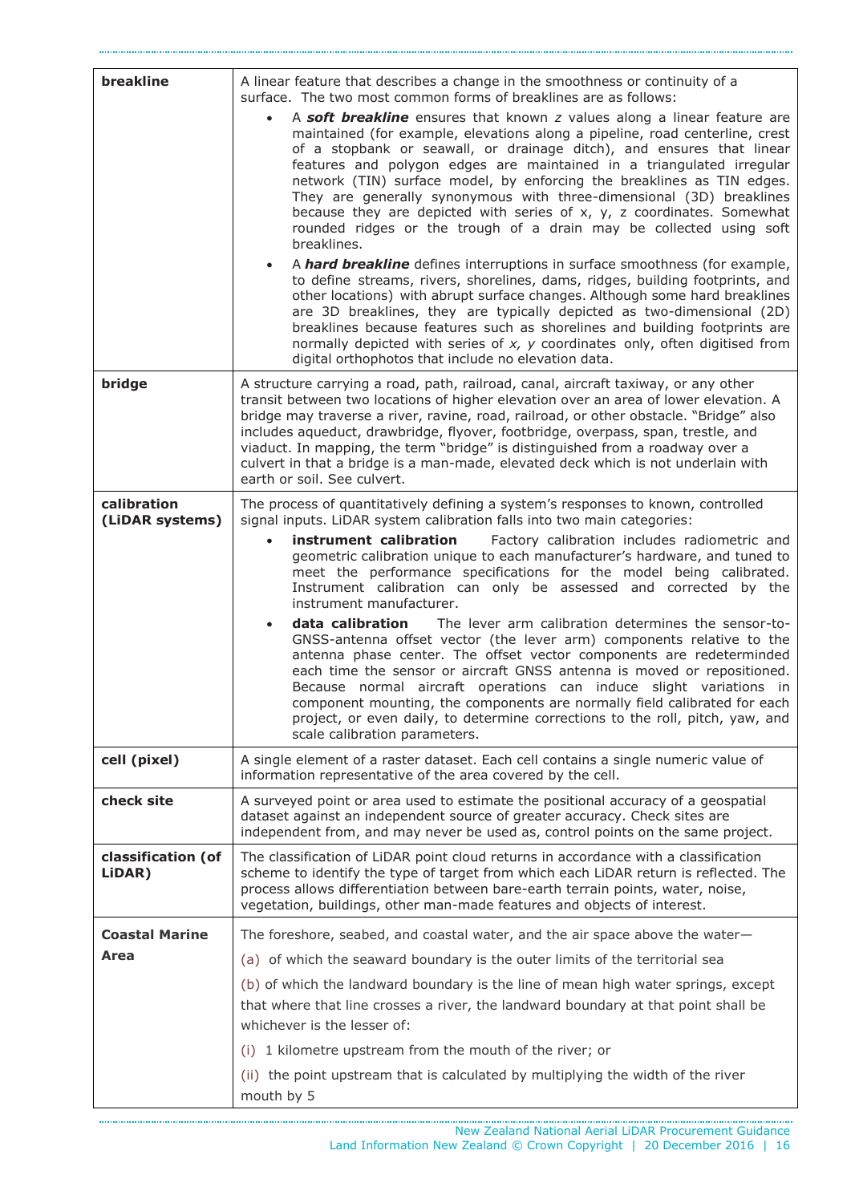| | |
|---|---|
| **breakline** | A linear feature that describes a change in the smoothness or continuity of a surface. The two most common forms of breaklines are as follows:<br>• A ***soft breakline*** ensures that known *z* values along a linear feature are maintained (for example, elevations along a pipeline, road centerline, crest of a stopbank or seawall, or drainage ditch), and ensures that linear features and polygon edges are maintained in a triangulated irregular network (TIN) surface model, by enforcing the breaklines as TIN edges. They are generally synonymous with three-dimensional (3D) breaklines because they are depicted with series of x, y, z coordinates. Somewhat rounded ridges or the trough of a drain may be collected using soft breaklines.<br>• A ***hard breakline*** defines interruptions in surface smoothness (for example, to define streams, rivers, shorelines, dams, ridges, building footprints, and other locations) with abrupt surface changes. Although some hard breaklines are 3D breaklines, they are typically depicted as two-dimensional (2D) breaklines because features such as shorelines and building footprints are normally depicted with series of *x, y* coordinates only, often digitised from digital orthophotos that include no elevation data. |
| **bridge** | A structure carrying a road, path, railroad, canal, aircraft taxiway, or any other transit between two locations of higher elevation over an area of lower elevation. A bridge may traverse a river, ravine, road, railroad, or other obstacle. "Bridge" also includes aqueduct, drawbridge, flyover, footbridge, overpass, span, trestle, and viaduct. In mapping, the term "bridge" is distinguished from a roadway over a culvert in that a bridge is a man-made, elevated deck which is not underlain with earth or soil. See culvert. |
| **calibration (LiDAR systems)** | The process of quantitatively defining a system's responses to known, controlled signal inputs. LiDAR system calibration falls into two main categories:<br>• **instrument calibration** Factory calibration includes radiometric and geometric calibration unique to each manufacturer's hardware, and tuned to meet the performance specifications for the model being calibrated. Instrument calibration can only be assessed and corrected by the instrument manufacturer.<br>• **data calibration** The lever arm calibration determines the sensor-to-GNSS-antenna offset vector (the lever arm) components relative to the antenna phase center. The offset vector components are redetermined each time the sensor or aircraft GNSS antenna is moved or repositioned. Because normal aircraft operations can induce slight variations in component mounting, the components are normally field calibrated for each project, or even daily, to determine corrections to the roll, pitch, yaw, and scale calibration parameters. |
| **cell (pixel)** | A single element of a raster dataset. Each cell contains a single numeric value of information representative of the area covered by the cell. |
| **check site** | A surveyed point or area used to estimate the positional accuracy of a geospatial dataset against an independent source of greater accuracy. Check sites are independent from, and may never be used as, control points on the same project. |
| **classification (of LiDAR)** | The classification of LiDAR point cloud returns in accordance with a classification scheme to identify the type of target from which each LiDAR return is reflected. The process allows differentiation between bare-earth terrain points, water, noise, vegetation, buildings, other man-made features and objects of interest. |
| **Coastal Marine Area** | The foreshore, seabed, and coastal water, and the air space above the water—<br>(a) of which the seaward boundary is the outer limits of the territorial sea<br>(b) of which the landward boundary is the line of mean high water springs, except that where that line crosses a river, the landward boundary at that point shall be whichever is the lesser of:<br>(i) 1 kilometre upstream from the mouth of the river; or<br>(ii) the point upstream that is calculated by multiplying the width of the river mouth by 5 |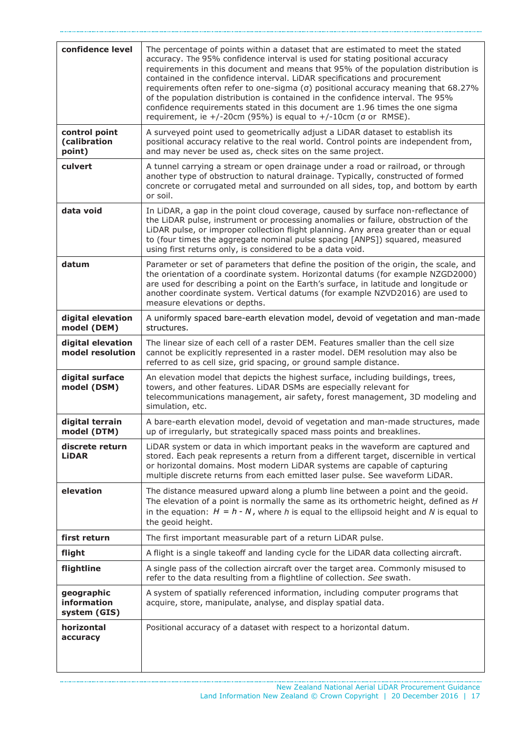| | |
|---|---|
| **confidence level** | The percentage of points within a dataset that are estimated to meet the stated accuracy. The 95% confidence interval is used for stating positional accuracy requirements in this document and means that 95% of the population distribution is contained in the confidence interval. LiDAR specifications and procurement requirements often refer to one-sigma (σ) positional accuracy meaning that 68.27% of the population distribution is contained in the confidence interval. The 95% confidence requirements stated in this document are 1.96 times the one sigma requirement, ie +/-20cm (95%) is equal to +/-10cm (σ or RMSE). |
| **control point (calibration point)** | A surveyed point used to geometrically adjust a LiDAR dataset to establish its positional accuracy relative to the real world. Control points are independent from, and may never be used as, check sites on the same project. |
| **culvert** | A tunnel carrying a stream or open drainage under a road or railroad, or through another type of obstruction to natural drainage. Typically, constructed of formed concrete or corrugated metal and surrounded on all sides, top, and bottom by earth or soil. |
| **data void** | In LiDAR, a gap in the point cloud coverage, caused by surface non-reflectance of the LiDAR pulse, instrument or processing anomalies or failure, obstruction of the LiDAR pulse, or improper collection flight planning. Any area greater than or equal to (four times the aggregate nominal pulse spacing [ANPS]) squared, measured using first returns only, is considered to be a data void. |
| **datum** | Parameter or set of parameters that define the position of the origin, the scale, and the orientation of a coordinate system. Horizontal datums (for example NZGD2000) are used for describing a point on the Earth's surface, in latitude and longitude or another coordinate system. Vertical datums (for example NZVD2016) are used to measure elevations or depths. |
| **digital elevation model (DEM)** | A uniformly spaced bare-earth elevation model, devoid of vegetation and man-made structures. |
| **digital elevation model resolution** | The linear size of each cell of a raster DEM. Features smaller than the cell size cannot be explicitly represented in a raster model. DEM resolution may also be referred to as cell size, grid spacing, or ground sample distance. |
| **digital surface model (DSM)** | An elevation model that depicts the highest surface, including buildings, trees, towers, and other features. LiDAR DSMs are especially relevant for telecommunications management, air safety, forest management, 3D modeling and simulation, etc. |
| **digital terrain model (DTM)** | A bare-earth elevation model, devoid of vegetation and man-made structures, made up of irregularly, but strategically spaced mass points and breaklines. |
| **discrete return LiDAR** | LiDAR system or data in which important peaks in the waveform are captured and stored. Each peak represents a return from a different target, discernible in vertical or horizontal domains. Most modern LiDAR systems are capable of capturing multiple discrete returns from each emitted laser pulse. See waveform LiDAR. |
| **elevation** | The distance measured upward along a plumb line between a point and the geoid. The elevation of a point is normally the same as its orthometric height, defined as $H$ in the equation: $H = h - N$, where $h$ is equal to the ellipsoid height and $N$ is equal to the geoid height. |
| **first return** | The first important measurable part of a return LiDAR pulse. |
| **flight** | A flight is a single takeoff and landing cycle for the LiDAR data collecting aircraft. |
| **flightline** | A single pass of the collection aircraft over the target area. Commonly misused to refer to the data resulting from a flightline of collection. *See* swath. |
| **geographic information system (GIS)** | A system of spatially referenced information, including computer programs that acquire, store, manipulate, analyse, and display spatial data. |
| **horizontal accuracy** | Positional accuracy of a dataset with respect to a horizontal datum. |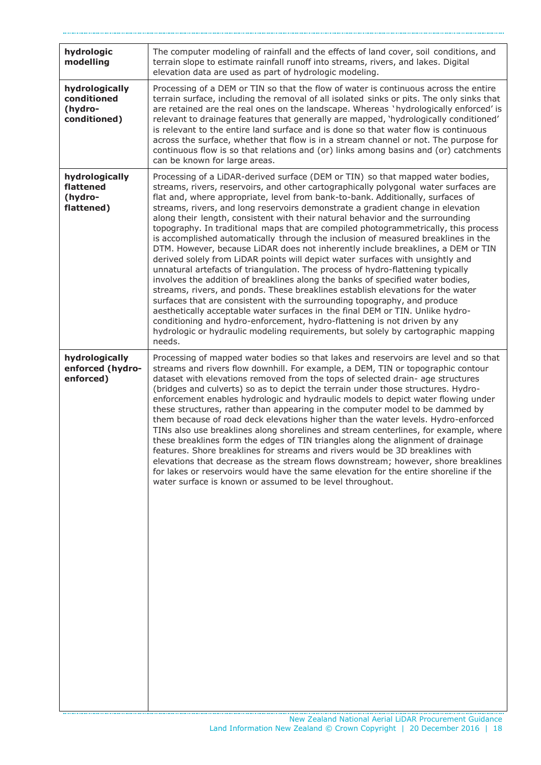| | |
|---|---|
| **hydrologic modelling** | The computer modeling of rainfall and the effects of land cover, soil conditions, and terrain slope to estimate rainfall runoff into streams, rivers, and lakes. Digital elevation data are used as part of hydrologic modeling. |
| **hydrologically conditioned (hydro-conditioned)** | Processing of a DEM or TIN so that the flow of water is continuous across the entire terrain surface, including the removal of all isolated sinks or pits. The only sinks that are retained are the real ones on the landscape. Whereas 'hydrologically enforced' is relevant to drainage features that generally are mapped, 'hydrologically conditioned' is relevant to the entire land surface and is done so that water flow is continuous across the surface, whether that flow is in a stream channel or not. The purpose for continuous flow is so that relations and (or) links among basins and (or) catchments can be known for large areas. |
| **hydrologically flattened (hydro-flattened)** | Processing of a LiDAR-derived surface (DEM or TIN) so that mapped water bodies, streams, rivers, reservoirs, and other cartographically polygonal water surfaces are flat and, where appropriate, level from bank-to-bank. Additionally, surfaces of streams, rivers, and long reservoirs demonstrate a gradient change in elevation along their length, consistent with their natural behavior and the surrounding topography. In traditional maps that are compiled photogrammetrically, this process is accomplished automatically through the inclusion of measured breaklines in the DTM. However, because LiDAR does not inherently include breaklines, a DEM or TIN derived solely from LiDAR points will depict water surfaces with unsightly and unnatural artefacts of triangulation. The process of hydro-flattening typically involves the addition of breaklines along the banks of specified water bodies, streams, rivers, and ponds. These breaklines establish elevations for the water surfaces that are consistent with the surrounding topography, and produce aesthetically acceptable water surfaces in the final DEM or TIN. Unlike hydro-conditioning and hydro-enforcement, hydro-flattening is not driven by any hydrologic or hydraulic modeling requirements, but solely by cartographic mapping needs. |
| **hydrologically enforced (hydro-enforced)** | Processing of mapped water bodies so that lakes and reservoirs are level and so that streams and rivers flow downhill. For example, a DEM, TIN or topographic contour dataset with elevations removed from the tops of selected drain- age structures (bridges and culverts) so as to depict the terrain under those structures. Hydro-enforcement enables hydrologic and hydraulic models to depict water flowing under these structures, rather than appearing in the computer model to be dammed by them because of road deck elevations higher than the water levels. Hydro-enforced TINs also use breaklines along shorelines and stream centerlines, for example, where these breaklines form the edges of TIN triangles along the alignment of drainage features. Shore breaklines for streams and rivers would be 3D breaklines with elevations that decrease as the stream flows downstream; however, shore breaklines for lakes or reservoirs would have the same elevation for the entire shoreline if the water surface is known or assumed to be level throughout. |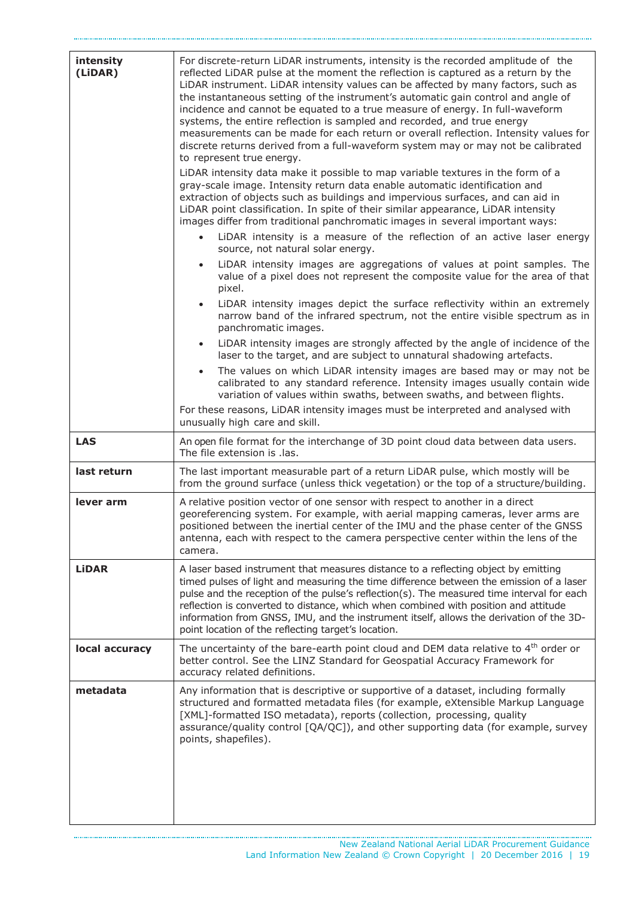| | |
|---|---|
| **intensity (LiDAR)** | For discrete-return LiDAR instruments, intensity is the recorded amplitude of the reflected LiDAR pulse at the moment the reflection is captured as a return by the LiDAR instrument. LiDAR intensity values can be affected by many factors, such as the instantaneous setting of the instrument's automatic gain control and angle of incidence and cannot be equated to a true measure of energy. In full-waveform systems, the entire reflection is sampled and recorded, and true energy measurements can be made for each return or overall reflection. Intensity values for discrete returns derived from a full-waveform system may or may not be calibrated to represent true energy.<br>LiDAR intensity data make it possible to map variable textures in the form of a gray-scale image. Intensity return data enable automatic identification and extraction of objects such as buildings and impervious surfaces, and can aid in LiDAR point classification. In spite of their similar appearance, LiDAR intensity images differ from traditional panchromatic images in several important ways:<br>• LiDAR intensity is a measure of the reflection of an active laser energy source, not natural solar energy.<br>• LiDAR intensity images are aggregations of values at point samples. The value of a pixel does not represent the composite value for the area of that pixel.<br>• LiDAR intensity images depict the surface reflectivity within an extremely narrow band of the infrared spectrum, not the entire visible spectrum as in panchromatic images.<br>• LiDAR intensity images are strongly affected by the angle of incidence of the laser to the target, and are subject to unnatural shadowing artefacts.<br>• The values on which LiDAR intensity images are based may or may not be calibrated to any standard reference. Intensity images usually contain wide variation of values within swaths, between swaths, and between flights.<br>For these reasons, LiDAR intensity images must be interpreted and analysed with unusually high care and skill. |
| **LAS** | An open file format for the interchange of 3D point cloud data between data users. The file extension is .las. |
| **last return** | The last important measurable part of a return LiDAR pulse, which mostly will be from the ground surface (unless thick vegetation) or the top of a structure/building. |
| **lever arm** | A relative position vector of one sensor with respect to another in a direct georeferencing system. For example, with aerial mapping cameras, lever arms are positioned between the inertial center of the IMU and the phase center of the GNSS antenna, each with respect to the camera perspective center within the lens of the camera. |
| **LiDAR** | A laser based instrument that measures distance to a reflecting object by emitting timed pulses of light and measuring the time difference between the emission of a laser pulse and the reception of the pulse's reflection(s). The measured time interval for each reflection is converted to distance, which when combined with position and attitude information from GNSS, IMU, and the instrument itself, allows the derivation of the 3D-point location of the reflecting target's location. |
| **local accuracy** | The uncertainty of the bare-earth point cloud and DEM data relative to 4$^{th}$ order or better control. See the LINZ Standard for Geospatial Accuracy Framework for accuracy related definitions. |
| **metadata** | Any information that is descriptive or supportive of a dataset, including formally structured and formatted metadata files (for example, eXtensible Markup Language [XML]-formatted ISO metadata), reports (collection, processing, quality assurance/quality control [QA/QC]), and other supporting data (for example, survey points, shapefiles). |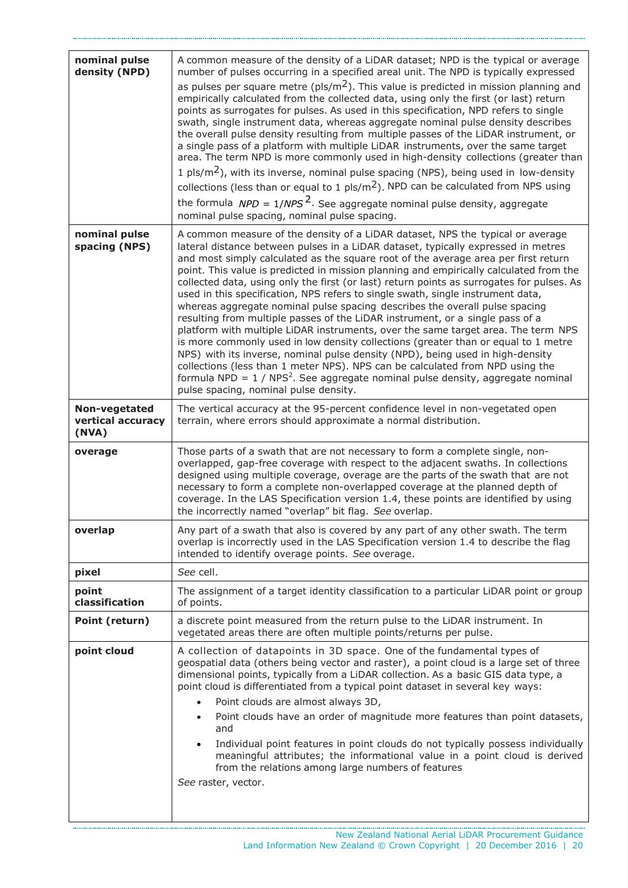| | |
|---|---|
| **nominal pulse density (NPD)** | A common measure of the density of a LiDAR dataset; NPD is the typical or average number of pulses occurring in a specified areal unit. The NPD is typically expressed as pulses per square metre (pls/$m^2$). This value is predicted in mission planning and empirically calculated from the collected data, using only the first (or last) return points as surrogates for pulses. As used in this specification, NPD refers to single swath, single instrument data, whereas aggregate nominal pulse density describes the overall pulse density resulting from multiple passes of the LiDAR instrument, or a single pass of a platform with multiple LiDAR instruments, over the same target area. The term NPD is more commonly used in high-density collections (greater than 1 pls/$m^2$), with its inverse, nominal pulse spacing (NPS), being used in low-density collections (less than or equal to 1 pls/$m^2$). NPD can be calculated from NPS using the formula $NPD = 1/NPS^2$. See aggregate nominal pulse density, aggregate nominal pulse spacing, nominal pulse spacing. |
| **nominal pulse spacing (NPS)** | A common measure of the density of a LiDAR dataset, NPS the typical or average lateral distance between pulses in a LiDAR dataset, typically expressed in metres and most simply calculated as the square root of the average area per first return point. This value is predicted in mission planning and empirically calculated from the collected data, using only the first (or last) return points as surrogates for pulses. As used in this specification, NPS refers to single swath, single instrument data, whereas aggregate nominal pulse spacing describes the overall pulse spacing resulting from multiple passes of the LiDAR instrument, or a single pass of a platform with multiple LiDAR instruments, over the same target area. The term NPS is more commonly used in low density collections (greater than or equal to 1 metre NPS) with its inverse, nominal pulse density (NPD), being used in high-density collections (less than 1 meter NPS). NPS can be calculated from NPD using the formula $NPD = 1 / NPS^2$. See aggregate nominal pulse density, aggregate nominal pulse spacing, nominal pulse density. |
| **Non-vegetated vertical accuracy (NVA)** | The vertical accuracy at the 95-percent confidence level in non-vegetated open terrain, where errors should approximate a normal distribution. |
| **overage** | Those parts of a swath that are not necessary to form a complete single, non-overlapped, gap-free coverage with respect to the adjacent swaths. In collections designed using multiple coverage, overage are the parts of the swath that are not necessary to form a complete non-overlapped coverage at the planned depth of coverage. In the LAS Specification version 1.4, these points are identified by using the incorrectly named "overlap" bit flag. *See* overlap. |
| **overlap** | Any part of a swath that also is covered by any part of any other swath. The term overlap is incorrectly used in the LAS Specification version 1.4 to describe the flag intended to identify overage points. *See* overage. |
| **pixel** | *See* cell. |
| **point classification** | The assignment of a target identity classification to a particular LiDAR point or group of points. |
| **Point (return)** | a discrete point measured from the return pulse to the LiDAR instrument. In vegetated areas there are often multiple points/returns per pulse. |
| **point cloud** | A collection of datapoints in 3D space. One of the fundamental types of geospatial data (others being vector and raster), a point cloud is a large set of three dimensional points, typically from a LiDAR collection. As a basic GIS data type, a point cloud is differentiated from a typical point dataset in several key ways:<br>• Point clouds are almost always 3D,<br>• Point clouds have an order of magnitude more features than point datasets, and<br>• Individual point features in point clouds do not typically possess individually meaningful attributes; the informational value in a point cloud is derived from the relations among large numbers of features<br>*See* raster, vector. |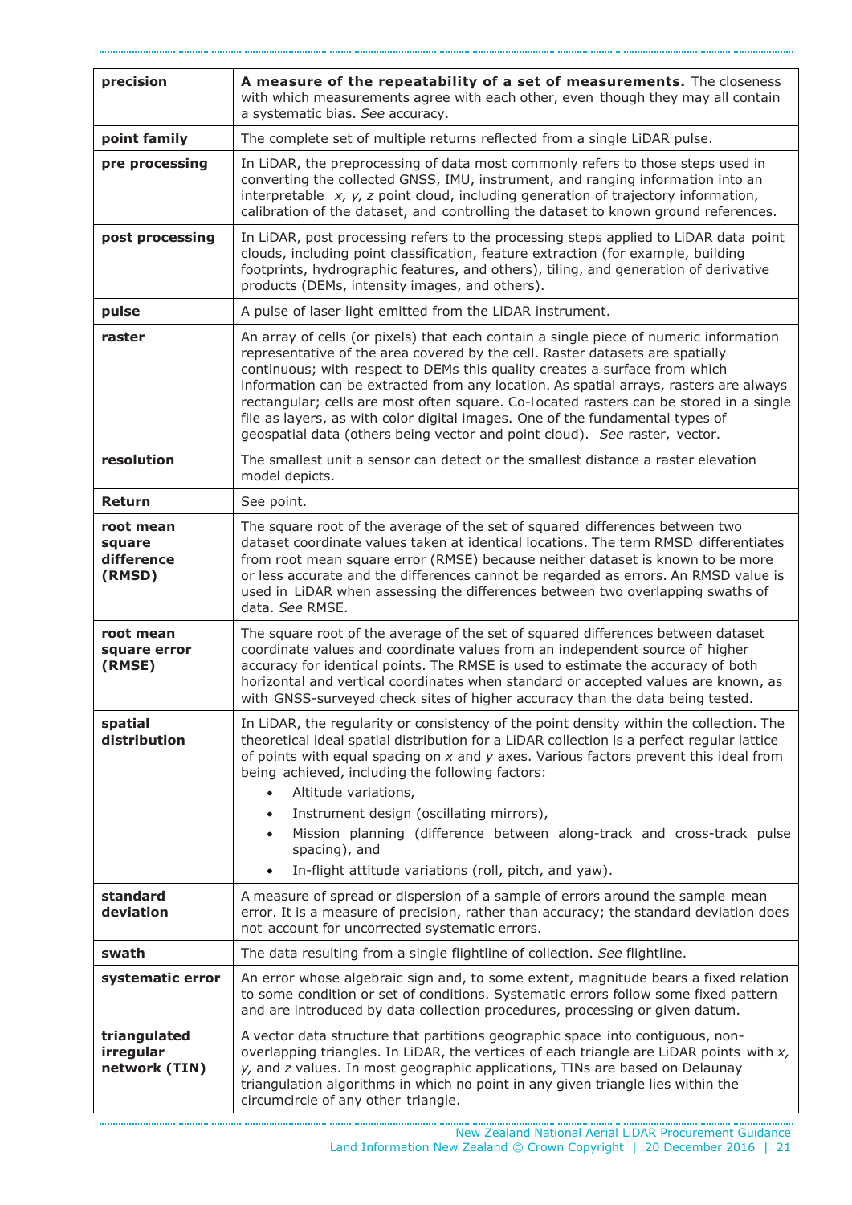| | |
|---|---|
| **precision** | **A measure of the repeatability of a set of measurements.** The closeness with which measurements agree with each other, even though they may all contain a systematic bias. *See* accuracy. |
| **point family** | The complete set of multiple returns reflected from a single LiDAR pulse. |
| **pre processing** | In LiDAR, the preprocessing of data most commonly refers to those steps used in converting the collected GNSS, IMU, instrument, and ranging information into an interpretable *x, y, z* point cloud, including generation of trajectory information, calibration of the dataset, and controlling the dataset to known ground references. |
| **post processing** | In LiDAR, post processing refers to the processing steps applied to LiDAR data point clouds, including point classification, feature extraction (for example, building footprints, hydrographic features, and others), tiling, and generation of derivative products (DEMs, intensity images, and others). |
| **pulse** | A pulse of laser light emitted from the LiDAR instrument. |
| **raster** | An array of cells (or pixels) that each contain a single piece of numeric information representative of the area covered by the cell. Raster datasets are spatially continuous; with respect to DEMs this quality creates a surface from which information can be extracted from any location. As spatial arrays, rasters are always rectangular; cells are most often square. Co-located rasters can be stored in a single file as layers, as with color digital images. One of the fundamental types of geospatial data (others being vector and point cloud). *See* raster, vector. |
| **resolution** | The smallest unit a sensor can detect or the smallest distance a raster elevation model depicts. |
| **Return** | See point. |
| **root mean square difference (RMSD)** | The square root of the average of the set of squared differences between two dataset coordinate values taken at identical locations. The term RMSD differentiates from root mean square error (RMSE) because neither dataset is known to be more or less accurate and the differences cannot be regarded as errors. An RMSD value is used in LiDAR when assessing the differences between two overlapping swaths of data. *See* RMSE. |
| **root mean square error (RMSE)** | The square root of the average of the set of squared differences between dataset coordinate values and coordinate values from an independent source of higher accuracy for identical points. The RMSE is used to estimate the accuracy of both horizontal and vertical coordinates when standard or accepted values are known, as with GNSS-surveyed check sites of higher accuracy than the data being tested. |
| **spatial distribution** | In LiDAR, the regularity or consistency of the point density within the collection. The theoretical ideal spatial distribution for a LiDAR collection is a perfect regular lattice of points with equal spacing on *x* and *y* axes. Various factors prevent this ideal from being achieved, including the following factors:<br>• Altitude variations,<br>• Instrument design (oscillating mirrors),<br>• Mission planning (difference between along-track and cross-track pulse spacing), and<br>• In-flight attitude variations (roll, pitch, and yaw). |
| **standard deviation** | A measure of spread or dispersion of a sample of errors around the sample mean error. It is a measure of precision, rather than accuracy; the standard deviation does not account for uncorrected systematic errors. |
| **swath** | The data resulting from a single flightline of collection. *See* flightline. |
| **systematic error** | An error whose algebraic sign and, to some extent, magnitude bears a fixed relation to some condition or set of conditions. Systematic errors follow some fixed pattern and are introduced by data collection procedures, processing or given datum. |
| **triangulated irregular network (TIN)** | A vector data structure that partitions geographic space into contiguous, non-overlapping triangles. In LiDAR, the vertices of each triangle are LiDAR points with *x, y,* and *z* values. In most geographic applications, TINs are based on Delaunay triangulation algorithms in which no point in any given triangle lies within the circumcircle of any other triangle. |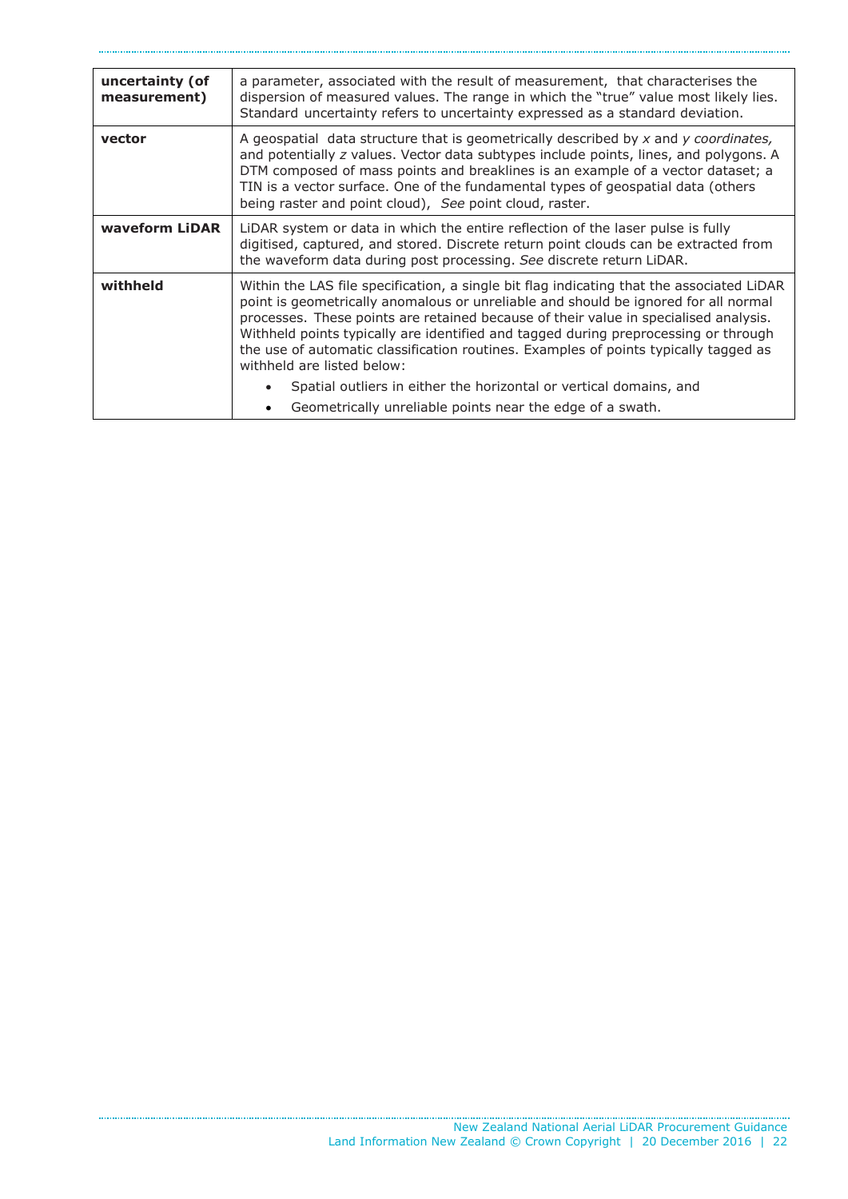| | |
|---|---|
| **uncertainty (of measurement)** | a parameter, associated with the result of measurement, that characterises the dispersion of measured values. The range in which the "true" value most likely lies. Standard uncertainty refers to uncertainty expressed as a standard deviation. |
| **vector** | A geospatial data structure that is geometrically described by *x* and *y coordinates,* and potentially *z* values. Vector data subtypes include points, lines, and polygons. A DTM composed of mass points and breaklines is an example of a vector dataset; a TIN is a vector surface. One of the fundamental types of geospatial data (others being raster and point cloud), *See* point cloud, raster. |
| **waveform LiDAR** | LiDAR system or data in which the entire reflection of the laser pulse is fully digitised, captured, and stored. Discrete return point clouds can be extracted from the waveform data during post processing. *See* discrete return LiDAR. |
| **withheld** | Within the LAS file specification, a single bit flag indicating that the associated LiDAR point is geometrically anomalous or unreliable and should be ignored for all normal processes. These points are retained because of their value in specialised analysis. Withheld points typically are identified and tagged during preprocessing or through the use of automatic classification routines. Examples of points typically tagged as withheld are listed below:<br>• Spatial outliers in either the horizontal or vertical domains, and<br>• Geometrically unreliable points near the edge of a swath. |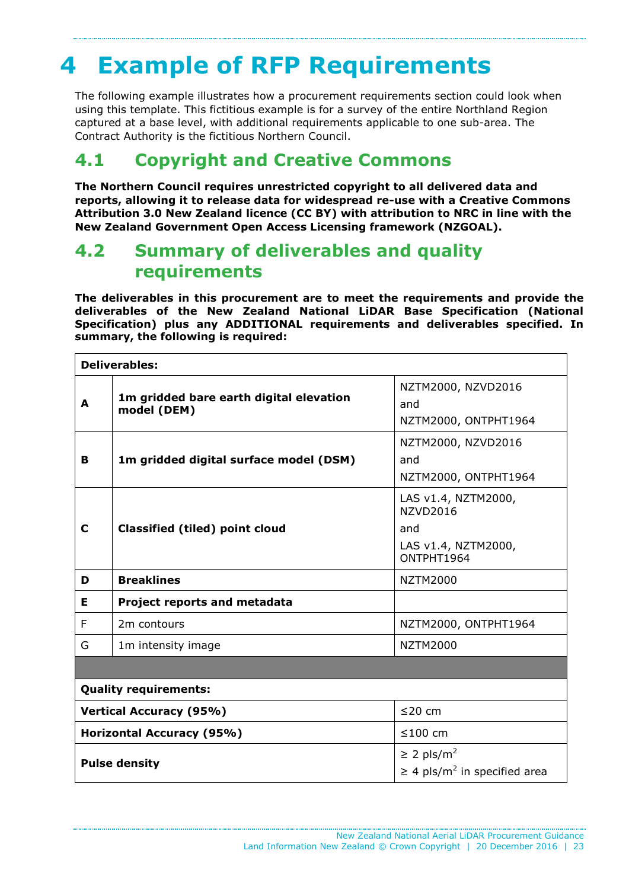# 4 Example of RFP Requirements

The following example illustrates how a procurement requirements section could look when using this template. This fictitious example is for a survey of the entire Northland Region captured at a base level, with additional requirements applicable to one sub-area. The Contract Authority is the fictitious Northern Council.

## 4.1 Copyright and Creative Commons

**The Northern Council requires unrestricted copyright to all delivered data and reports, allowing it to release data for widespread re-use with a Creative Commons Attribution 3.0 New Zealand licence (CC BY) with attribution to NRC in line with the New Zealand Government Open Access Licensing framework (NZGOAL).**

## 4.2 Summary of deliverables and quality requirements

**The deliverables in this procurement are to meet the requirements and provide the deliverables of the New Zealand National LiDAR Base Specification (National Specification) plus any ADDITIONAL requirements and deliverables specified. In summary, the following is required:**

| **Deliverables:** | | |
|---|---|---|
| **A** | **1m gridded bare earth digital elevation model (DEM)** | NZTM2000, NZVD2016<br>and<br>NZTM2000, ONTPHT1964 |
| **B** | **1m gridded digital surface model (DSM)** | NZTM2000, NZVD2016<br>and<br>NZTM2000, ONTPHT1964 |
| **C** | **Classified (tiled) point cloud** | LAS v1.4, NZTM2000, NZVD2016<br>and<br>LAS v1.4, NZTM2000, ONTPHT1964 |
| **D** | **Breaklines** | NZTM2000 |
| **E** | **Project reports and metadata** | |
| F | 2m contours | NZTM2000, ONTPHT1964 |
| G | 1m intensity image | NZTM2000 |
| | | |
| **Quality requirements:** | | |
| **Vertical Accuracy (95%)** | | ≤20 cm |
| **Horizontal Accuracy (95%)** | | ≤100 cm |
| **Pulse density** | | ≥ 2 pls/m$^2$<br>≥ 4 pls/m$^2$ in specified area |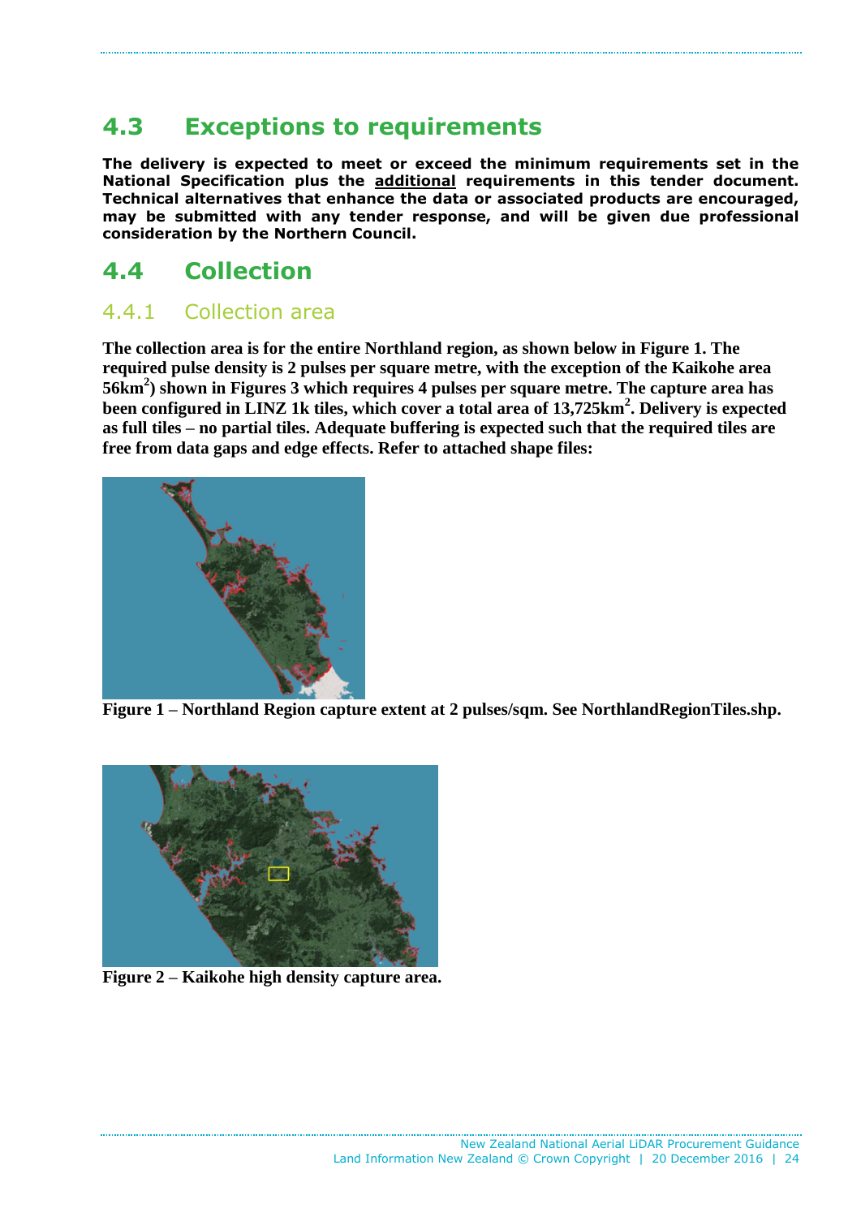## 4.3 Exceptions to requirements

**The delivery is expected to meet or exceed the minimum requirements set in the National Specification plus the <u>additional</u> requirements in this tender document. Technical alternatives that enhance the data or associated products are encouraged, may be submitted with any tender response, and will be given due professional consideration by the Northern Council.**

## 4.4 Collection

### 4.4.1 Collection area

**The collection area is for the entire Northland region, as shown below in Figure 1. The required pulse density is 2 pulses per square metre, with the exception of the Kaikohe area 56km$^2$) shown in Figures 3 which requires 4 pulses per square metre. The capture area has been configured in LINZ 1k tiles, which cover a total area of 13,725km$^2$. Delivery is expected as full tiles – no partial tiles. Adequate buffering is expected such that the required tiles are free from data gaps and edge effects. Refer to attached shape files:**

**Figure 1 – Northland Region capture extent at 2 pulses/sqm. See NorthlandRegionTiles.shp.**

**Figure 2 – Kaikohe high density capture area.**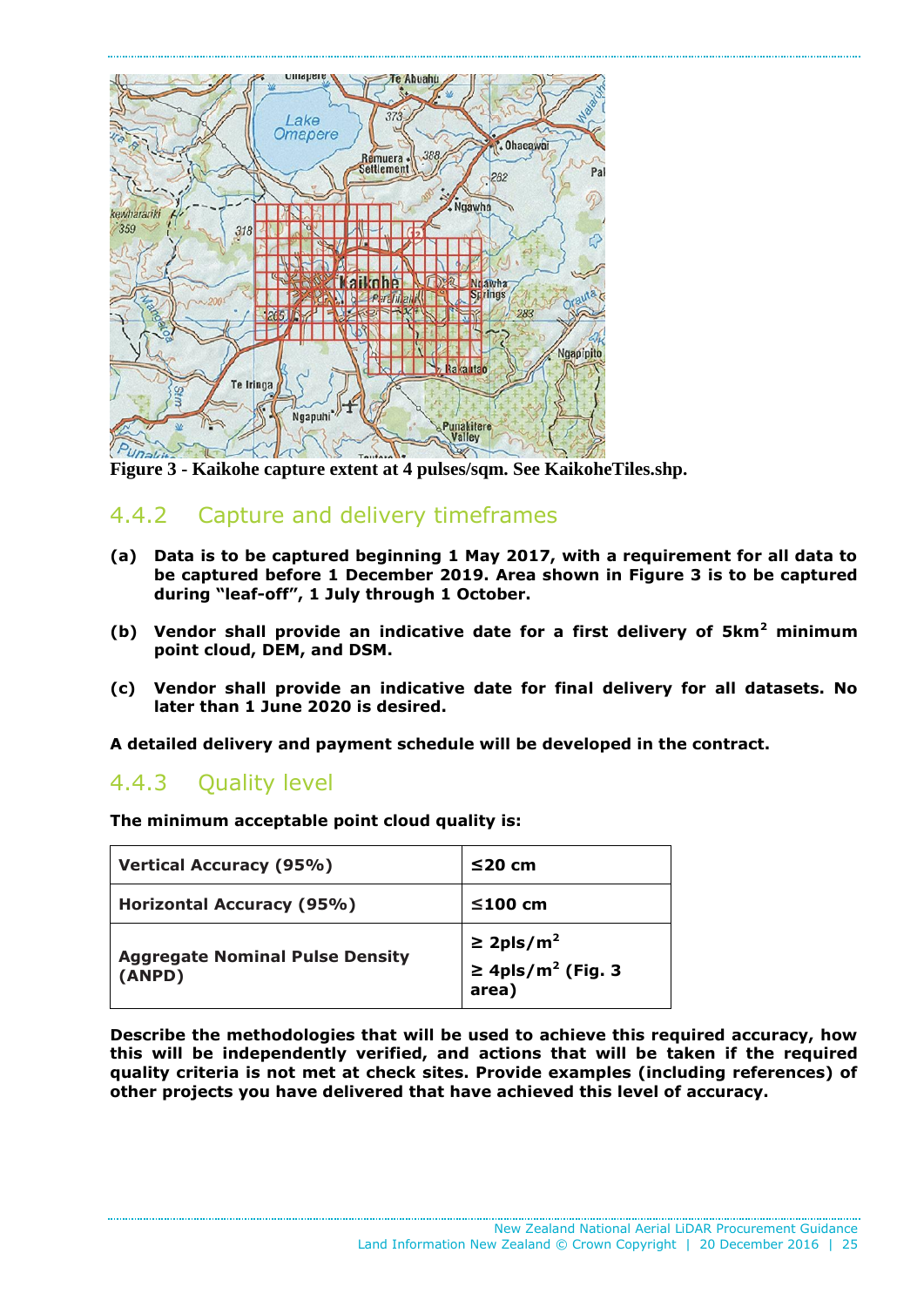**Figure 3 - Kaikohe capture extent at 4 pulses/sqm. See KaikoheTiles.shp.**

### 4.4.2 Capture and delivery timeframes

**(a) Data is to be captured beginning 1 May 2017, with a requirement for all data to be captured before 1 December 2019. Area shown in Figure 3 is to be captured during "leaf-off", 1 July through 1 October.**

**(b) Vendor shall provide an indicative date for a first delivery of 5km$^2$ minimum point cloud, DEM, and DSM.**

**(c) Vendor shall provide an indicative date for final delivery for all datasets. No later than 1 June 2020 is desired.**

**A detailed delivery and payment schedule will be developed in the contract.**

### 4.4.3 Quality level

**The minimum acceptable point cloud quality is:**

| | |
|---|---|
| **Vertical Accuracy (95%)** | **≤20 cm** |
| **Horizontal Accuracy (95%)** | **≤100 cm** |
| **Aggregate Nominal Pulse Density (ANPD)** | **≥ 2pls/m$^2$**<br>**≥ 4pls/m$^2$ (Fig. 3 area)** |

**Describe the methodologies that will be used to achieve this required accuracy, how this will be independently verified, and actions that will be taken if the required quality criteria is not met at check sites. Provide examples (including references) of other projects you have delivered that have achieved this level of accuracy.**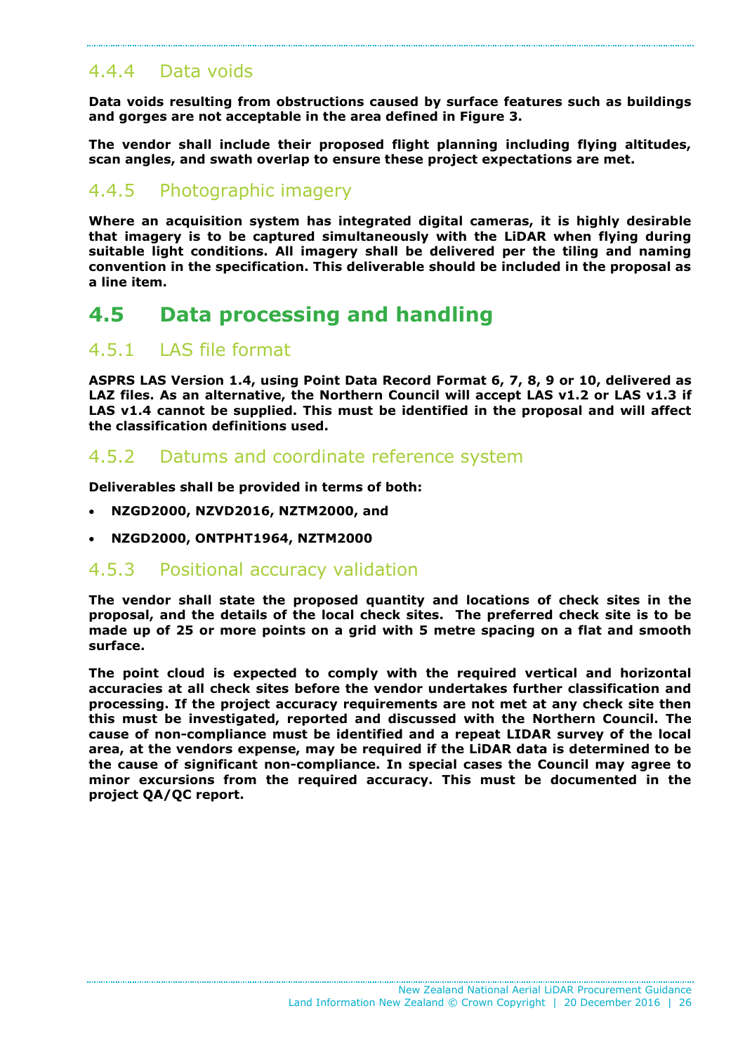### 4.4.4 Data voids

**Data voids resulting from obstructions caused by surface features such as buildings and gorges are not acceptable in the area defined in Figure 3.**

**The vendor shall include their proposed flight planning including flying altitudes, scan angles, and swath overlap to ensure these project expectations are met.**

### 4.4.5 Photographic imagery

**Where an acquisition system has integrated digital cameras, it is highly desirable that imagery is to be captured simultaneously with the LiDAR when flying during suitable light conditions. All imagery shall be delivered per the tiling and naming convention in the specification. This deliverable should be included in the proposal as a line item.**

## 4.5 Data processing and handling

### 4.5.1 LAS file format

**ASPRS LAS Version 1.4, using Point Data Record Format 6, 7, 8, 9 or 10, delivered as LAZ files. As an alternative, the Northern Council will accept LAS v1.2 or LAS v1.3 if LAS v1.4 cannot be supplied. This must be identified in the proposal and will affect the classification definitions used.**

### 4.5.2 Datums and coordinate reference system

**Deliverables shall be provided in terms of both:**

- **NZGD2000, NZVD2016, NZTM2000, and**
- **NZGD2000, ONTPHT1964, NZTM2000**

### 4.5.3 Positional accuracy validation

**The vendor shall state the proposed quantity and locations of check sites in the proposal, and the details of the local check sites. The preferred check site is to be made up of 25 or more points on a grid with 5 metre spacing on a flat and smooth surface.**

**The point cloud is expected to comply with the required vertical and horizontal accuracies at all check sites before the vendor undertakes further classification and processing. If the project accuracy requirements are not met at any check site then this must be investigated, reported and discussed with the Northern Council. The cause of non-compliance must be identified and a repeat LIDAR survey of the local area, at the vendors expense, may be required if the LiDAR data is determined to be the cause of significant non-compliance. In special cases the Council may agree to minor excursions from the required accuracy. This must be documented in the project QA/QC report.**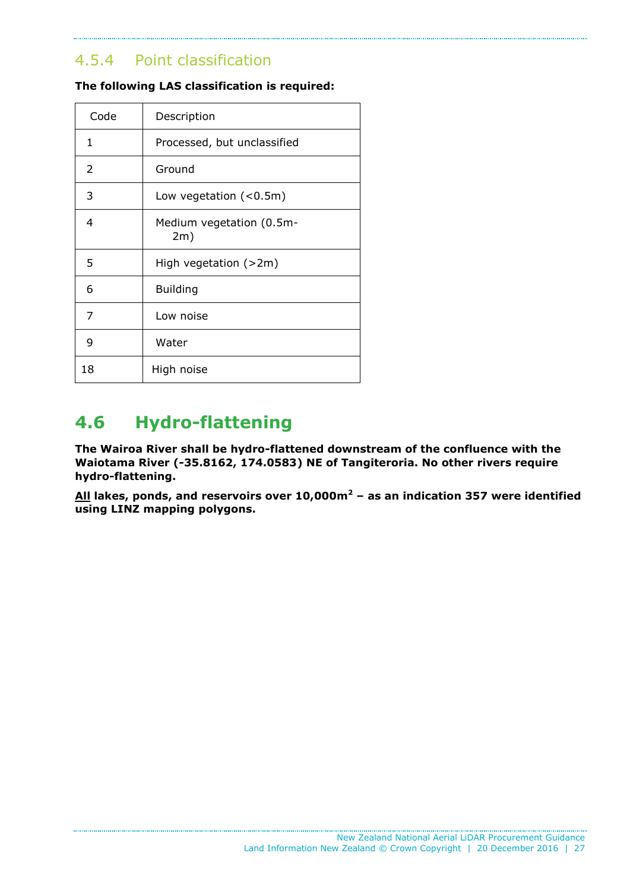### 4.5.4 Point classification

**The following LAS classification is required:**

| Code | Description |
|---|---|
| 1 | Processed, but unclassified |
| 2 | Ground |
| 3 | Low vegetation (<0.5m) |
| 4 | Medium vegetation (0.5m-2m) |
| 5 | High vegetation (>2m) |
| 6 | Building |
| 7 | Low noise |
| 9 | Water |
| 18 | High noise |

## 4.6 Hydro-flattening

**The Wairoa River shall be hydro-flattened downstream of the confluence with the Waiotama River (-35.8162, 174.0583) NE of Tangiteroria. No other rivers require hydro-flattening.**

**<u>All</u> lakes, ponds, and reservoirs over 10,000m$^2$ – as an indication 357 were identified using LINZ mapping polygons.**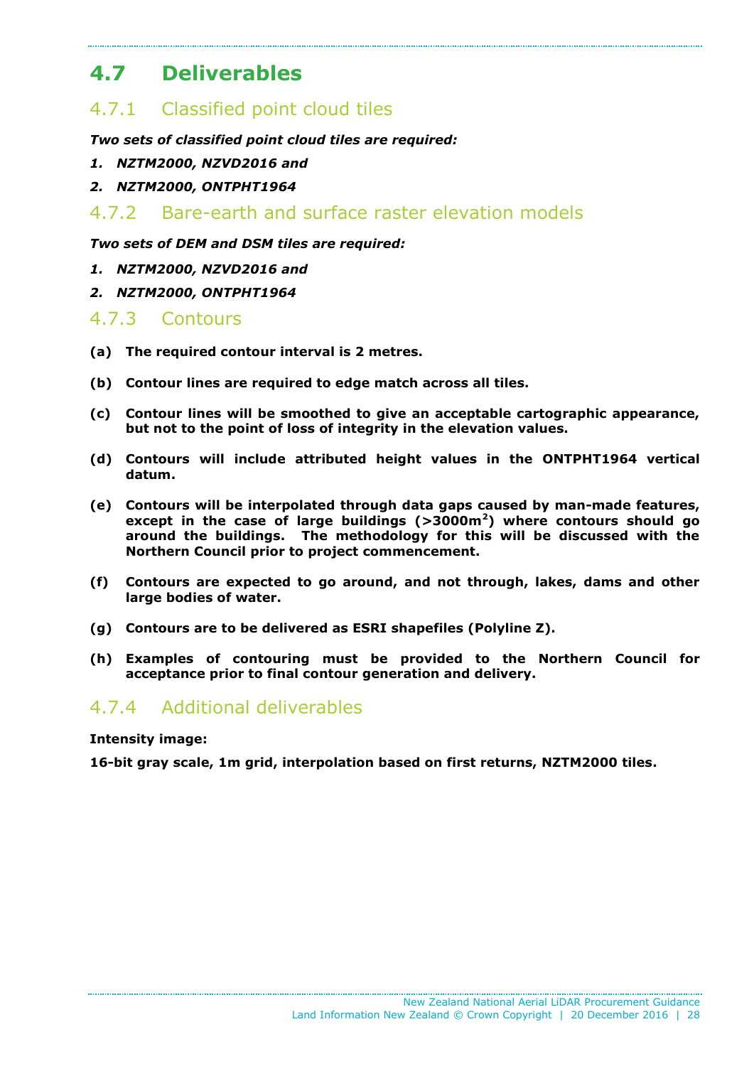## 4.7 Deliverables

### 4.7.1 Classified point cloud tiles

***Two sets of classified point cloud tiles are required:***

1. ***NZTM2000, NZVD2016 and***
2. ***NZTM2000, ONTPHT1964***

### 4.7.2 Bare-earth and surface raster elevation models

***Two sets of DEM and DSM tiles are required:***

1. ***NZTM2000, NZVD2016 and***
2. ***NZTM2000, ONTPHT1964***

### 4.7.3 Contours

**(a) The required contour interval is 2 metres.**

**(b) Contour lines are required to edge match across all tiles.**

**(c) Contour lines will be smoothed to give an acceptable cartographic appearance, but not to the point of loss of integrity in the elevation values.**

**(d) Contours will include attributed height values in the ONTPHT1964 vertical datum.**

**(e) Contours will be interpolated through data gaps caused by man-made features, except in the case of large buildings (>3000m$^2$) where contours should go around the buildings. The methodology for this will be discussed with the Northern Council prior to project commencement.**

**(f) Contours are expected to go around, and not through, lakes, dams and other large bodies of water.**

**(g) Contours are to be delivered as ESRI shapefiles (Polyline Z).**

**(h) Examples of contouring must be provided to the Northern Council for acceptance prior to final contour generation and delivery.**

### 4.7.4 Additional deliverables

**Intensity image:**

**16-bit gray scale, 1m grid, interpolation based on first returns, NZTM2000 tiles.**